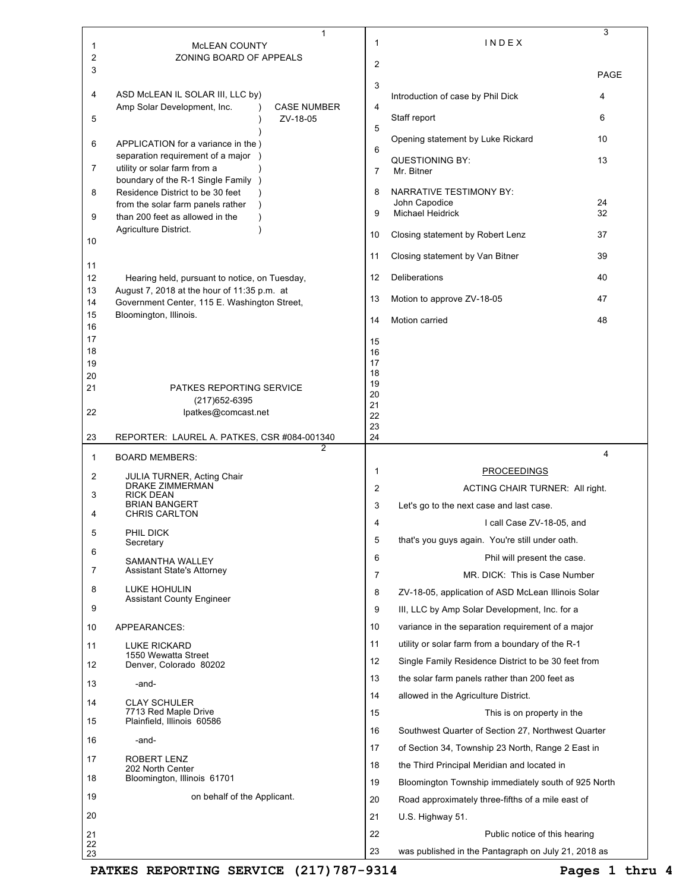McLEAN COUNTY
ZONING BOARD OF APPEALS

ASD McLEAN IL SOLAR III, LLC by Amp Solar Development, Inc.

CASE NUMBER ZV-18-05

APPLICATION for a variance in the separation requirement of a major utility or solar farm from a boundary of the R-1 Single Family Residence District to be 30 feet from the solar farm panels rather than 200 feet as allowed in the Agriculture District.

Hearing held, pursuant to notice, on Tuesday, August 7, 2018 at the hour of 11:35 p.m. at Government Center, 115 E. Washington Street, Bloomington, Illinois.

PATKES REPORTING SERVICE
(217)652-6395
lpatkes@comcast.net

REPORTER: LAUREL A. PATKES, CSR #084-001340

BOARD MEMBERS:

JULIA TURNER, Acting Chair
DRAKE ZIMMERMAN
RICK DEAN
BRIAN BANGERT
CHRIS CARLTON

PHIL DICK
Secretary

SAMANTHA WALLEY
Assistant State's Attorney

LUKE HOHULIN
Assistant County Engineer

APPEARANCES:

LUKE RICKARD
1550 Wewatta Street
Denver, Colorado 80202

-and-

CLAY SCHULER
7713 Red Maple Drive
Plainfield, Illinois 60586

-and-

ROBERT LENZ
202 North Center
Bloomington, Illinois 61701

on behalf of the Applicant.

I N D E X

| | PAGE |
|---|---|
| Introduction of case by Phil Dick | 4 |
| Staff report | 6 |
| Opening statement by Luke Rickard | 10 |
| QUESTIONING BY: Mr. Bitner | 13 |
| NARRATIVE TESTIMONY BY: | |
| John Capodice | 24 |
| Michael Heidrick | 32 |
| Closing statement by Robert Lenz | 37 |
| Closing statement by Van Bitner | 39 |
| Deliberations | 40 |
| Motion to approve ZV-18-05 | 47 |
| Motion carried | 48 |

PROCEEDINGS

ACTING CHAIR TURNER: All right. Let's go to the next case and last case.

I call Case ZV-18-05, and that's you guys again. You're still under oath.

Phil will present the case.

MR. DICK: This is Case Number ZV-18-05, application of ASD McLean Illinois Solar III, LLC by Amp Solar Development, Inc. for a variance in the separation requirement of a major utility or solar farm from a boundary of the R-1 Single Family Residence District to be 30 feet from the solar farm panels rather than 200 feet as allowed in the Agriculture District.

This is on property in the Southwest Quarter of Section 27, Northwest Quarter of Section 34, Township 23 North, Range 2 East in the Third Principal Meridian and located in Bloomington Township immediately south of 925 North Road approximately three-fifths of a mile east of U.S. Highway 51.

Public notice of this hearing was published in the Pantagraph on July 21, 2018 as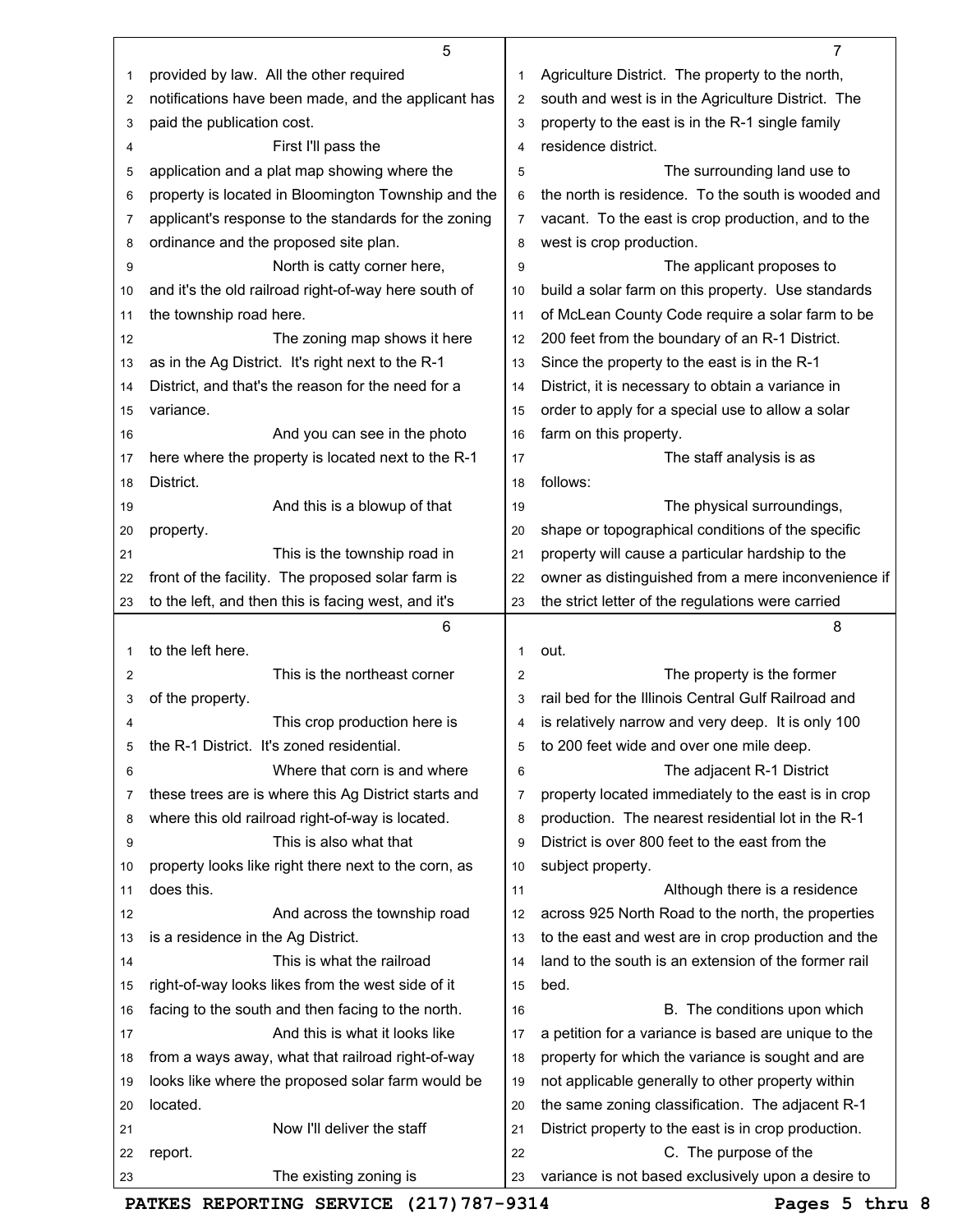provided by law. All the other required notifications have been made, and the applicant has paid the publication cost.

First I'll pass the application and a plat map showing where the property is located in Bloomington Township and the applicant's response to the standards for the zoning ordinance and the proposed site plan.

North is catty corner here, and it's the old railroad right-of-way here south of the township road here.

The zoning map shows it here as in the Ag District. It's right next to the R-1 District, and that's the reason for the need for a variance.

And you can see in the photo here where the property is located next to the R-1 District.

And this is a blowup of that property.

This is the township road in front of the facility. The proposed solar farm is to the left, and then this is facing west, and it's to the left here.

This is the northeast corner of the property.

This crop production here is the R-1 District. It's zoned residential.

Where that corn is and where these trees are is where this Ag District starts and where this old railroad right-of-way is located.

This is also what that property looks like right there next to the corn, as does this.

And across the township road is a residence in the Ag District.

This is what the railroad right-of-way looks likes from the west side of it facing to the south and then facing to the north.

And this is what it looks like from a ways away, what that railroad right-of-way looks like where the proposed solar farm would be located.

Now I'll deliver the staff report.

The existing zoning is Agriculture District. The property to the north, south and west is in the Agriculture District. The property to the east is in the R-1 single family residence district.

The surrounding land use to the north is residence. To the south is wooded and vacant. To the east is crop production, and to the west is crop production.

The applicant proposes to build a solar farm on this property. Use standards of McLean County Code require a solar farm to be 200 feet from the boundary of an R-1 District. Since the property to the east is in the R-1 District, it is necessary to obtain a variance in order to apply for a special use to allow a solar farm on this property.

The staff analysis is as follows:

The physical surroundings, shape or topographical conditions of the specific property will cause a particular hardship to the owner as distinguished from a mere inconvenience if the strict letter of the regulations were carried out.

The property is the former rail bed for the Illinois Central Gulf Railroad and is relatively narrow and very deep. It is only 100 to 200 feet wide and over one mile deep.

The adjacent R-1 District property located immediately to the east is in crop production. The nearest residential lot in the R-1 District is over 800 feet to the east from the subject property.

Although there is a residence across 925 North Road to the north, the properties to the east and west are in crop production and the land to the south is an extension of the former rail bed.

B. The conditions upon which a petition for a variance is based are unique to the property for which the variance is sought and are not applicable generally to other property within the same zoning classification. The adjacent R-1 District property to the east is in crop production.

C. The purpose of the variance is not based exclusively upon a desire to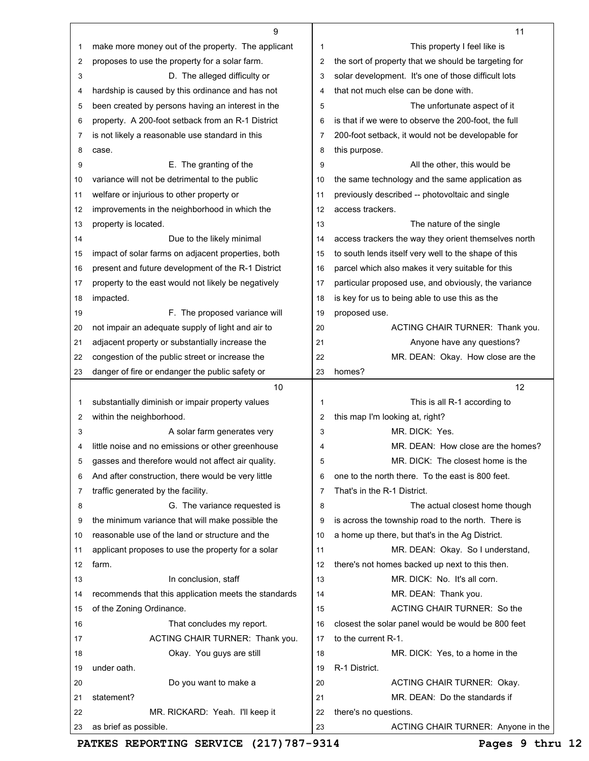make more money out of the property. The applicant proposes to use the property for a solar farm.

D. The alleged difficulty or hardship is caused by this ordinance and has not been created by persons having an interest in the property. A 200-foot setback from an R-1 District is not likely a reasonable use standard in this case.

E. The granting of the variance will not be detrimental to the public welfare or injurious to other property or improvements in the neighborhood in which the property is located.

Due to the likely minimal impact of solar farms on adjacent properties, both present and future development of the R-1 District property to the east would not likely be negatively impacted.

F. The proposed variance will not impair an adequate supply of light and air to adjacent property or substantially increase the congestion of the public street or increase the danger of fire or endanger the public safety or substantially diminish or impair property values within the neighborhood.

A solar farm generates very little noise and no emissions or other greenhouse gasses and therefore would not affect air quality. And after construction, there would be very little traffic generated by the facility.

G. The variance requested is the minimum variance that will make possible the reasonable use of the land or structure and the applicant proposes to use the property for a solar farm.

In conclusion, staff recommends that this application meets the standards of the Zoning Ordinance.

That concludes my report.

ACTING CHAIR TURNER: Thank you.

Okay. You guys are still under oath.

Do you want to make a statement?

MR. RICKARD: Yeah. I'll keep it as brief as possible.

This property I feel like is the sort of property that we should be targeting for solar development. It's one of those difficult lots that not much else can be done with.

The unfortunate aspect of it is that if we were to observe the 200-foot, the full 200-foot setback, it would not be developable for this purpose.

All the other, this would be the same technology and the same application as previously described -- photovoltaic and single access trackers.

The nature of the single access trackers the way they orient themselves north to south lends itself very well to the shape of this parcel which also makes it very suitable for this particular proposed use, and obviously, the variance is key for us to being able to use this as the proposed use.

ACTING CHAIR TURNER: Thank you.

Anyone have any questions?

MR. DEAN: Okay. How close are the homes?

This is all R-1 according to this map I'm looking at, right?

MR. DICK: Yes.

MR. DEAN: How close are the homes?

MR. DICK: The closest home is the one to the north there. To the east is 800 feet. That's in the R-1 District.

The actual closest home though is across the township road to the north. There is a home up there, but that's in the Ag District.

MR. DEAN: Okay. So I understand, there's not homes backed up next to this then.

MR. DICK: No. It's all corn.

MR. DEAN: Thank you.

ACTING CHAIR TURNER: So the closest the solar panel would be would be 800 feet to the current R-1.

MR. DICK: Yes, to a home in the R-1 District.

ACTING CHAIR TURNER: Okay.

MR. DEAN: Do the standards if there's no questions.

ACTING CHAIR TURNER: Anyone in the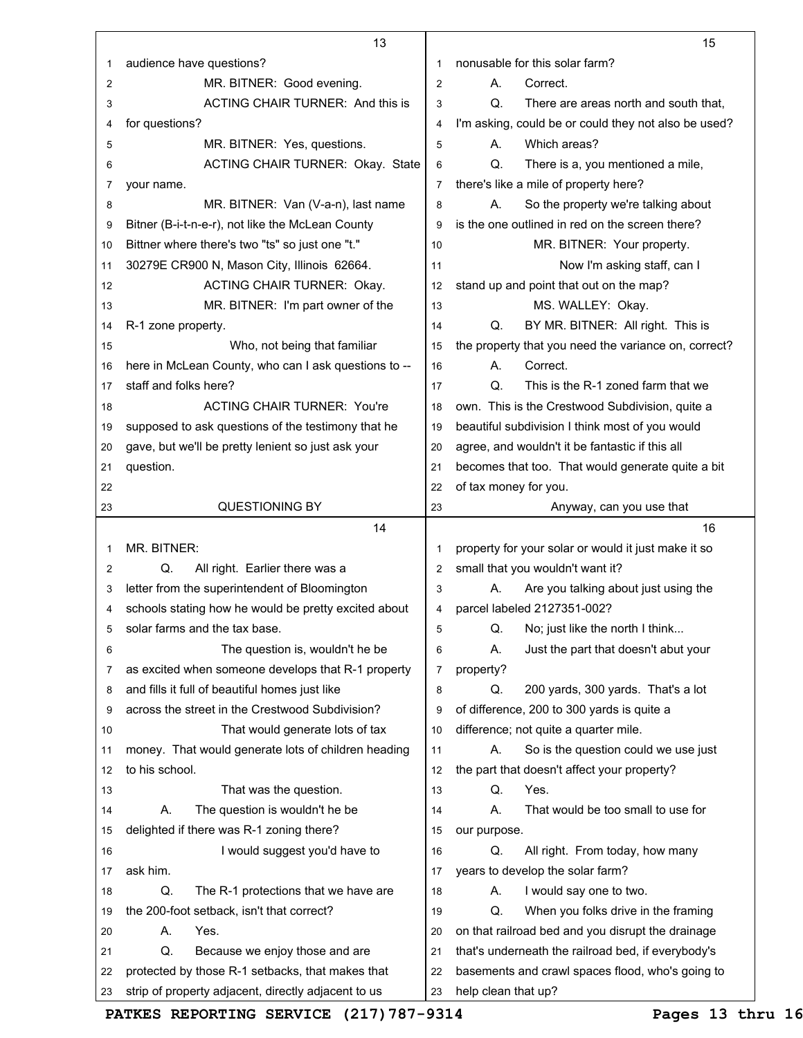audience have questions?

MR. BITNER: Good evening.

ACTING CHAIR TURNER: And this is for questions?

MR. BITNER: Yes, questions.

ACTING CHAIR TURNER: Okay. State your name.

MR. BITNER: Van (V-a-n), last name Bitner (B-i-t-n-e-r), not like the McLean County Bittner where there's two "ts" so just one "t." 30279E CR900 N, Mason City, Illinois 62664.

ACTING CHAIR TURNER: Okay.

MR. BITNER: I'm part owner of the R-1 zone property.

Who, not being that familiar here in McLean County, who can I ask questions to -- staff and folks here?

ACTING CHAIR TURNER: You're supposed to ask questions of the testimony that he gave, but we'll be pretty lenient so just ask your question.

QUESTIONING BY MR. BITNER:

Q. All right. Earlier there was a letter from the superintendent of Bloomington schools stating how he would be pretty excited about solar farms and the tax base.

The question is, wouldn't he be as excited when someone develops that R-1 property and fills it full of beautiful homes just like across the street in the Crestwood Subdivision?

That would generate lots of tax money. That would generate lots of children heading to his school.

That was the question.

A. The question is wouldn't he be delighted if there was R-1 zoning there?

I would suggest you'd have to ask him.

Q. The R-1 protections that we have are the 200-foot setback, isn't that correct?

A. Yes.

Q. Because we enjoy those and are protected by those R-1 setbacks, that makes that strip of property adjacent, directly adjacent to us nonusable for this solar farm?

A. Correct.

Q. There are areas north and south that, I'm asking, could be or could they not also be used?

A. Which areas?

Q. There is a, you mentioned a mile, there's like a mile of property here?

A. So the property we're talking about is the one outlined in red on the screen there?

MR. BITNER: Your property.

Now I'm asking staff, can I stand up and point that out on the map?

MS. WALLEY: Okay.

Q. BY MR. BITNER: All right. This is the property that you need the variance on, correct?

A. Correct.

Q. This is the R-1 zoned farm that we own. This is the Crestwood Subdivision, quite a beautiful subdivision I think most of you would agree, and wouldn't it be fantastic if this all becomes that too. That would generate quite a bit of tax money for you.

Anyway, can you use that property for your solar or would it just make it so small that you wouldn't want it?

A. Are you talking about just using the parcel labeled 2127351-002?

Q. No; just like the north I think...

A. Just the part that doesn't abut your property?

Q. 200 yards, 300 yards. That's a lot of difference, 200 to 300 yards is quite a difference; not quite a quarter mile.

A. So is the question could we use just the part that doesn't affect your property?

Q. Yes.

A. That would be too small to use for our purpose.

Q. All right. From today, how many years to develop the solar farm?

A. I would say one to two.

Q. When you folks drive in the framing on that railroad bed and you disrupt the drainage that's underneath the railroad bed, if everybody's basements and crawl spaces flood, who's going to help clean that up?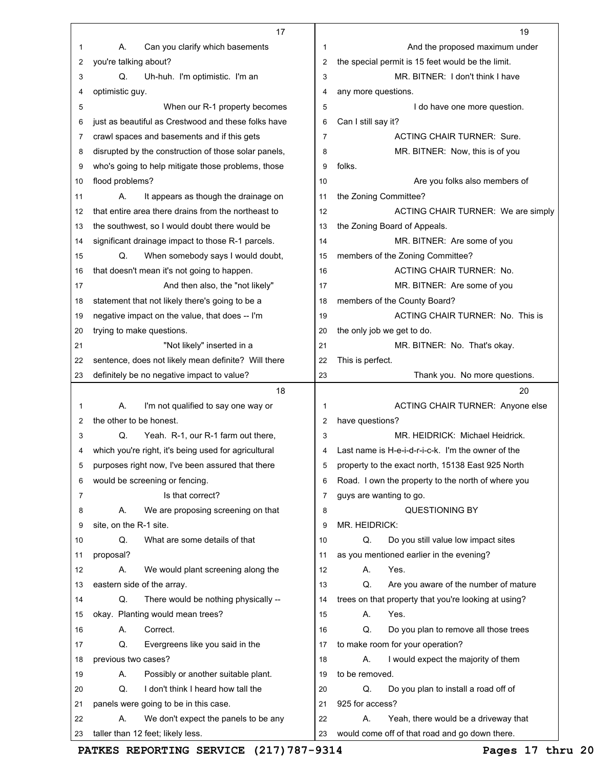A. Can you clarify which basements you're talking about?

Q. Uh-huh. I'm optimistic. I'm an optimistic guy.

When our R-1 property becomes just as beautiful as Crestwood and these folks have crawl spaces and basements and if this gets disrupted by the construction of those solar panels, who's going to help mitigate those problems, those flood problems?

A. It appears as though the drainage on that entire area there drains from the northeast to the southwest, so I would doubt there would be significant drainage impact to those R-1 parcels.

Q. When somebody says I would doubt, that doesn't mean it's not going to happen.

And then also, the "not likely" statement that not likely there's going to be a negative impact on the value, that does -- I'm trying to make questions.

"Not likely" inserted in a sentence, does not likely mean definite? Will there definitely be no negative impact to value?

A. I'm not qualified to say one way or the other to be honest.

Q. Yeah. R-1, our R-1 farm out there, which you're right, it's being used for agricultural purposes right now, I've been assured that there would be screening or fencing.

Is that correct?

A. We are proposing screening on that site, on the R-1 site.

Q. What are some details of that proposal?

A. We would plant screening along the eastern side of the array.

Q. There would be nothing physically -- okay. Planting would mean trees?

A. Correct.

Q. Evergreens like you said in the previous two cases?

A. Possibly or another suitable plant.

Q. I don't think I heard how tall the panels were going to be in this case.

A. We don't expect the panels to be any taller than 12 feet; likely less.

And the proposed maximum under the special permit is 15 feet would be the limit.

MR. BITNER: I don't think I have any more questions.

I do have one more question. Can I still say it?

ACTING CHAIR TURNER: Sure.

MR. BITNER: Now, this is of you folks.

Are you folks also members of the Zoning Committee?

ACTING CHAIR TURNER: We are simply the Zoning Board of Appeals.

MR. BITNER: Are some of you members of the Zoning Committee?

ACTING CHAIR TURNER: No.

MR. BITNER: Are some of you members of the County Board?

ACTING CHAIR TURNER: No. This is the only job we get to do.

MR. BITNER: No. That's okay. This is perfect.

Thank you. No more questions.

ACTING CHAIR TURNER: Anyone else have questions?

MR. HEIDRICK: Michael Heidrick. Last name is H-e-i-d-r-i-c-k. I'm the owner of the property to the exact north, 15138 East 925 North Road. I own the property to the north of where you guys are wanting to go.

QUESTIONING BY MR. HEIDRICK:

Q. Do you still value low impact sites as you mentioned earlier in the evening?

A. Yes.

Q. Are you aware of the number of mature trees on that property that you're looking at using?

A. Yes.

Q. Do you plan to remove all those trees to make room for your operation?

A. I would expect the majority of them to be removed.

Q. Do you plan to install a road off of 925 for access?

A. Yeah, there would be a driveway that would come off of that road and go down there.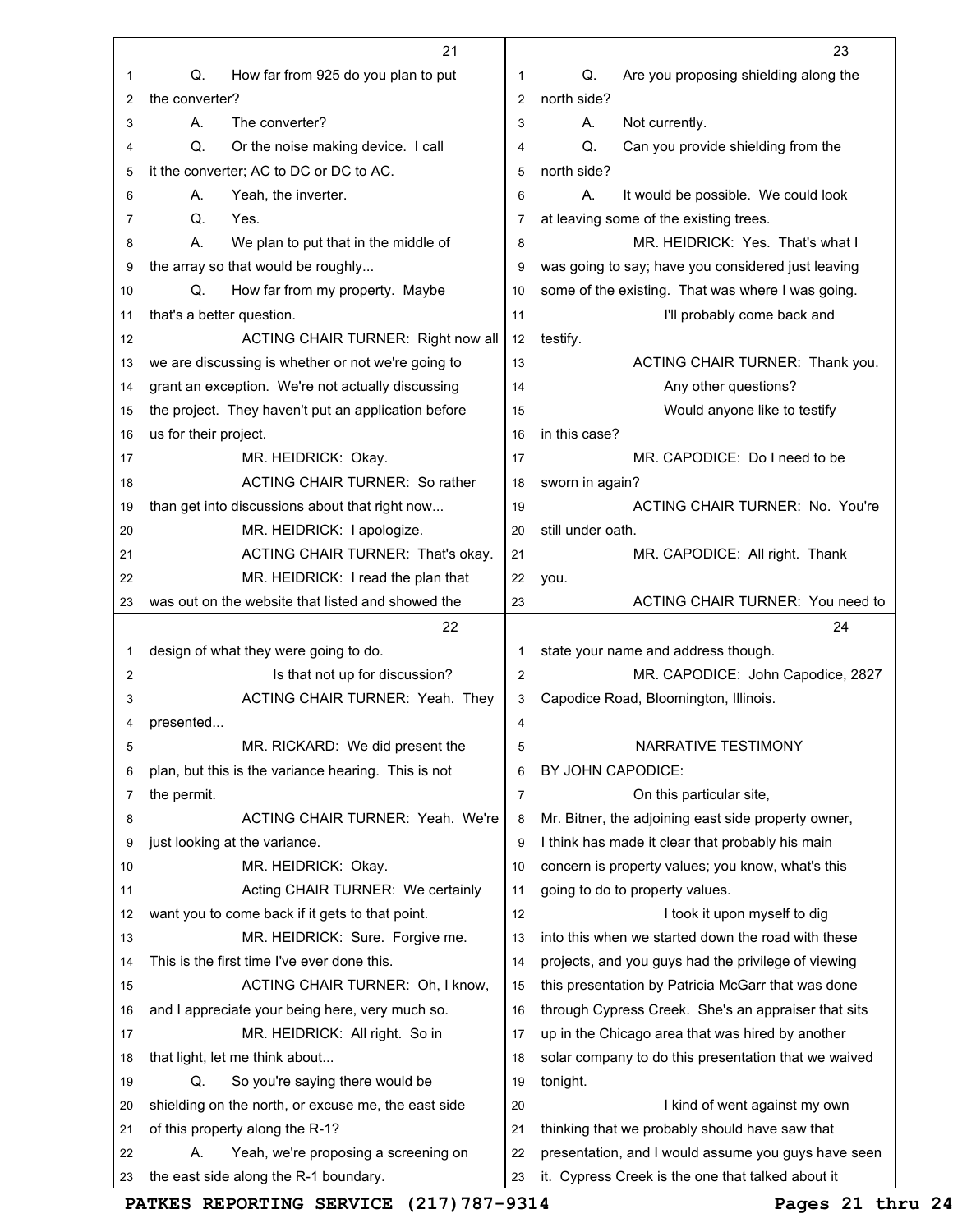Q. How far from 925 do you plan to put the converter?

A. The converter?

Q. Or the noise making device. I call it the converter; AC to DC or DC to AC.

A. Yeah, the inverter.

Q. Yes.

A. We plan to put that in the middle of the array so that would be roughly...

Q. How far from my property. Maybe that's a better question.

ACTING CHAIR TURNER: Right now all we are discussing is whether or not we're going to grant an exception. We're not actually discussing the project. They haven't put an application before us for their project.

MR. HEIDRICK: Okay.

ACTING CHAIR TURNER: So rather than get into discussions about that right now...

MR. HEIDRICK: I apologize.

ACTING CHAIR TURNER: That's okay.

MR. HEIDRICK: I read the plan that was out on the website that listed and showed the design of what they were going to do.

Is that not up for discussion?

ACTING CHAIR TURNER: Yeah. They presented...

MR. RICKARD: We did present the plan, but this is the variance hearing. This is not the permit.

ACTING CHAIR TURNER: Yeah. We're just looking at the variance.

MR. HEIDRICK: Okay.

Acting CHAIR TURNER: We certainly want you to come back if it gets to that point.

MR. HEIDRICK: Sure. Forgive me. This is the first time I've ever done this.

ACTING CHAIR TURNER: Oh, I know, and I appreciate your being here, very much so.

MR. HEIDRICK: All right. So in that light, let me think about...

Q. So you're saying there would be shielding on the north, or excuse me, the east side of this property along the R-1?

A. Yeah, we're proposing a screening on the east side along the R-1 boundary.

Q. Are you proposing shielding along the north side?

A. Not currently.

Q. Can you provide shielding from the north side?

A. It would be possible. We could look at leaving some of the existing trees.

MR. HEIDRICK: Yes. That's what I was going to say; have you considered just leaving some of the existing. That was where I was going.

I'll probably come back and testify.

ACTING CHAIR TURNER: Thank you.

Any other questions?

Would anyone like to testify in this case?

MR. CAPODICE: Do I need to be sworn in again?

ACTING CHAIR TURNER: No. You're still under oath.

MR. CAPODICE: All right. Thank you.

ACTING CHAIR TURNER: You need to state your name and address though.

MR. CAPODICE: John Capodice, 2827 Capodice Road, Bloomington, Illinois.

NARRATIVE TESTIMONY

BY JOHN CAPODICE:

On this particular site, Mr. Bitner, the adjoining east side property owner, I think has made it clear that probably his main concern is property values; you know, what's this going to do to property values.

I took it upon myself to dig into this when we started down the road with these projects, and you guys had the privilege of viewing this presentation by Patricia McGarr that was done through Cypress Creek. She's an appraiser that sits up in the Chicago area that was hired by another solar company to do this presentation that we waived tonight.

I kind of went against my own thinking that we probably should have saw that presentation, and I would assume you guys have seen it. Cypress Creek is the one that talked about it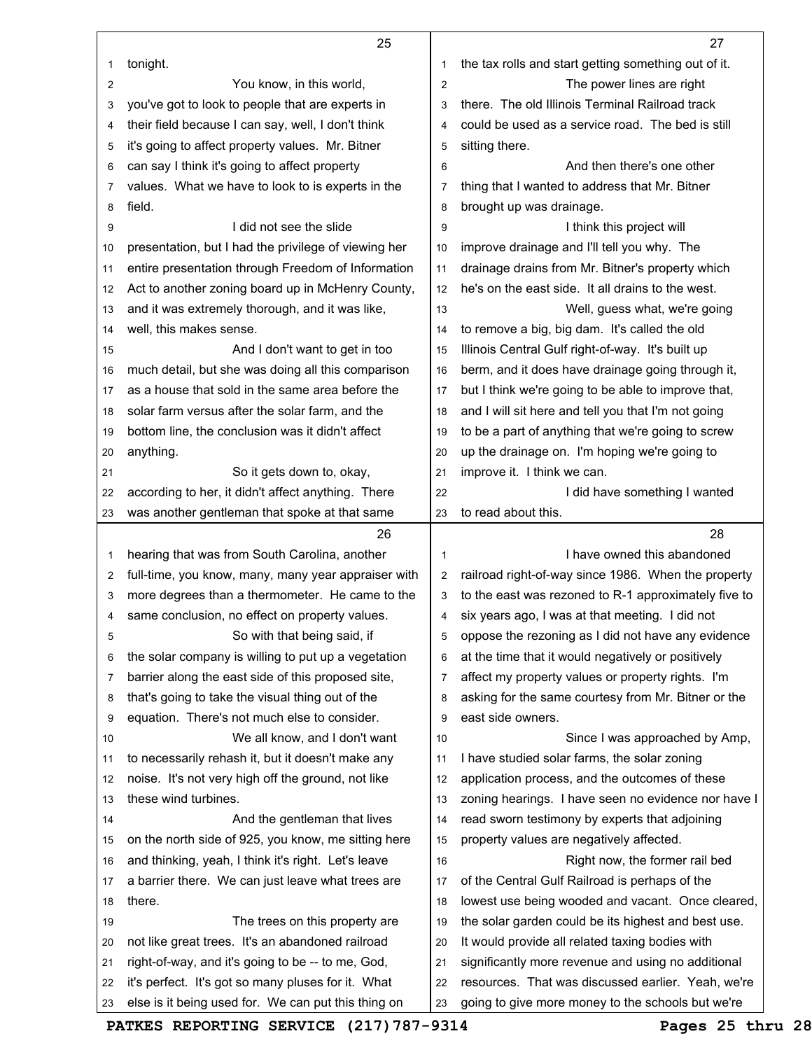tonight.

You know, in this world, you've got to look to people that are experts in their field because I can say, well, I don't think it's going to affect property values. Mr. Bitner can say I think it's going to affect property values. What we have to look to is experts in the field.

I did not see the slide presentation, but I had the privilege of viewing her entire presentation through Freedom of Information Act to another zoning board up in McHenry County, and it was extremely thorough, and it was like, well, this makes sense.

And I don't want to get in too much detail, but she was doing all this comparison as a house that sold in the same area before the solar farm versus after the solar farm, and the bottom line, the conclusion was it didn't affect anything.

So it gets down to, okay, according to her, it didn't affect anything. There was another gentleman that spoke at that same hearing that was from South Carolina, another full-time, you know, many, many year appraiser with more degrees than a thermometer. He came to the same conclusion, no effect on property values.

So with that being said, if the solar company is willing to put up a vegetation barrier along the east side of this proposed site, that's going to take the visual thing out of the equation. There's not much else to consider.

We all know, and I don't want to necessarily rehash it, but it doesn't make any noise. It's not very high off the ground, not like these wind turbines.

And the gentleman that lives on the north side of 925, you know, me sitting here and thinking, yeah, I think it's right. Let's leave a barrier there. We can just leave what trees are there.

The trees on this property are not like great trees. It's an abandoned railroad right-of-way, and it's going to be -- to me, God, it's perfect. It's got so many pluses for it. What else is it being used for. We can put this thing on the tax rolls and start getting something out of it.

The power lines are right there. The old Illinois Terminal Railroad track could be used as a service road. The bed is still sitting there.

And then there's one other thing that I wanted to address that Mr. Bitner brought up was drainage.

I think this project will improve drainage and I'll tell you why. The drainage drains from Mr. Bitner's property which he's on the east side. It all drains to the west.

Well, guess what, we're going to remove a big, big dam. It's called the old Illinois Central Gulf right-of-way. It's built up berm, and it does have drainage going through it, but I think we're going to be able to improve that, and I will sit here and tell you that I'm not going to be a part of anything that we're going to screw up the drainage on. I'm hoping we're going to improve it. I think we can.

I did have something I wanted to read about this.

I have owned this abandoned railroad right-of-way since 1986. When the property to the east was rezoned to R-1 approximately five to six years ago, I was at that meeting. I did not oppose the rezoning as I did not have any evidence at the time that it would negatively or positively affect my property values or property rights. I'm asking for the same courtesy from Mr. Bitner or the east side owners.

Since I was approached by Amp, I have studied solar farms, the solar zoning application process, and the outcomes of these zoning hearings. I have seen no evidence nor have I read sworn testimony by experts that adjoining property values are negatively affected.

Right now, the former rail bed of the Central Gulf Railroad is perhaps of the lowest use being wooded and vacant. Once cleared, the solar garden could be its highest and best use. It would provide all related taxing bodies with significantly more revenue and using no additional resources. That was discussed earlier. Yeah, we're going to give more money to the schools but we're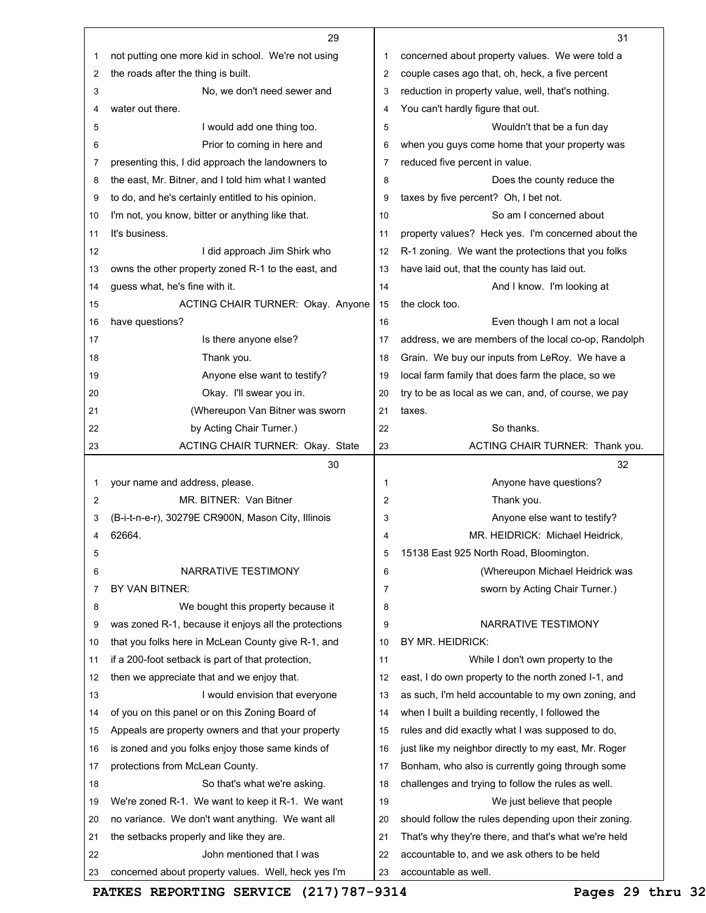not putting one more kid in school. We're not using the roads after the thing is built.

No, we don't need sewer and water out there.

I would add one thing too.

Prior to coming in here and presenting this, I did approach the landowners to the east, Mr. Bitner, and I told him what I wanted to do, and he's certainly entitled to his opinion. I'm not, you know, bitter or anything like that. It's business.

I did approach Jim Shirk who owns the other property zoned R-1 to the east, and guess what, he's fine with it.

ACTING CHAIR TURNER: Okay. Anyone have questions?

Is there anyone else?

Thank you.

Anyone else want to testify?

Okay. I'll swear you in.

(Whereupon Van Bitner was sworn by Acting Chair Turner.)

ACTING CHAIR TURNER: Okay. State your name and address, please.

MR. BITNER: Van Bitner (B-i-t-n-e-r), 30279E CR900N, Mason City, Illinois 62664.

NARRATIVE TESTIMONY

BY VAN BITNER:

We bought this property because it was zoned R-1, because it enjoys all the protections that you folks here in McLean County give R-1, and if a 200-foot setback is part of that protection, then we appreciate that and we enjoy that.

I would envision that everyone of you on this panel or on this Zoning Board of Appeals are property owners and that your property is zoned and you folks enjoy those same kinds of protections from McLean County.

So that's what we're asking. We're zoned R-1. We want to keep it R-1. We want no variance. We don't want anything. We want all the setbacks properly and like they are.

John mentioned that I was concerned about property values. Well, heck yes I'm concerned about property values. We were told a couple cases ago that, oh, heck, a five percent reduction in property value, well, that's nothing. You can't hardly figure that out.

Wouldn't that be a fun day when you guys come home that your property was reduced five percent in value.

Does the county reduce the taxes by five percent? Oh, I bet not.

So am I concerned about property values? Heck yes. I'm concerned about the R-1 zoning. We want the protections that you folks have laid out, that the county has laid out.

And I know. I'm looking at the clock too.

Even though I am not a local address, we are members of the local co-op, Randolph Grain. We buy our inputs from LeRoy. We have a local farm family that does farm the place, so we try to be as local as we can, and, of course, we pay taxes.

So thanks.

ACTING CHAIR TURNER: Thank you.

Anyone have questions?

Thank you.

Anyone else want to testify?

MR. HEIDRICK: Michael Heidrick, 15138 East 925 North Road, Bloomington.

(Whereupon Michael Heidrick was sworn by Acting Chair Turner.)

NARRATIVE TESTIMONY

BY MR. HEIDRICK:

While I don't own property to the east, I do own property to the north zoned I-1, and as such, I'm held accountable to my own zoning, and when I built a building recently, I followed the rules and did exactly what I was supposed to do, just like my neighbor directly to my east, Mr. Roger Bonham, who also is currently going through some challenges and trying to follow the rules as well.

We just believe that people should follow the rules depending upon their zoning. That's why they're there, and that's what we're held accountable to, and we ask others to be held accountable as well.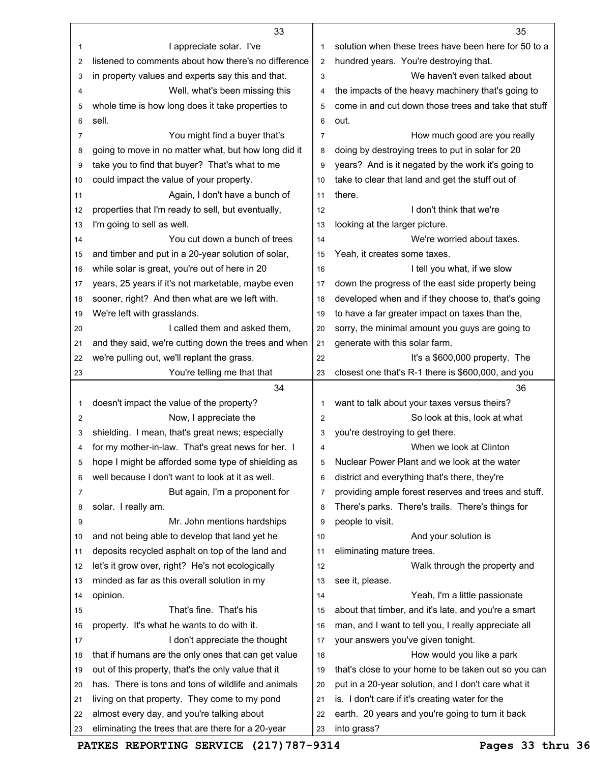I appreciate solar. I've listened to comments about how there's no difference in property values and experts say this and that.

Well, what's been missing this whole time is how long does it take properties to sell.

You might find a buyer that's going to move in no matter what, but how long did it take you to find that buyer? That's what to me could impact the value of your property.

Again, I don't have a bunch of properties that I'm ready to sell, but eventually, I'm going to sell as well.

You cut down a bunch of trees and timber and put in a 20-year solution of solar, while solar is great, you're out of here in 20 years, 25 years if it's not marketable, maybe even sooner, right? And then what are we left with. We're left with grasslands.

I called them and asked them, and they said, we're cutting down the trees and when we're pulling out, we'll replant the grass.

You're telling me that that doesn't impact the value of the property?

Now, I appreciate the shielding. I mean, that's great news; especially for my mother-in-law. That's great news for her. I hope I might be afforded some type of shielding as well because I don't want to look at it as well.

But again, I'm a proponent for solar. I really am.

Mr. John mentions hardships and not being able to develop that land yet he deposits recycled asphalt on top of the land and let's it grow over, right? He's not ecologically minded as far as this overall solution in my opinion.

That's fine. That's his property. It's what he wants to do with it.

I don't appreciate the thought that if humans are the only ones that can get value out of this property, that's the only value that it has. There is tons and tons of wildlife and animals living on that property. They come to my pond almost every day, and you're talking about eliminating the trees that are there for a 20-year solution when these trees have been here for 50 to a hundred years. You're destroying that.

We haven't even talked about the impacts of the heavy machinery that's going to come in and cut down those trees and take that stuff out.

How much good are you really doing by destroying trees to put in solar for 20 years? And is it negated by the work it's going to take to clear that land and get the stuff out of there.

I don't think that we're looking at the larger picture.

We're worried about taxes. Yeah, it creates some taxes.

I tell you what, if we slow down the progress of the east side property being developed when and if they choose to, that's going to have a far greater impact on taxes than the, sorry, the minimal amount you guys are going to generate with this solar farm.

It's a $600,000 property. The closest one that's R-1 there is $600,000, and you want to talk about your taxes versus theirs?

So look at this, look at what you're destroying to get there.

When we look at Clinton Nuclear Power Plant and we look at the water district and everything that's there, they're providing ample forest reserves and trees and stuff. There's parks. There's trails. There's things for people to visit.

And your solution is eliminating mature trees.

Walk through the property and see it, please.

Yeah, I'm a little passionate about that timber, and it's late, and you're a smart man, and I want to tell you, I really appreciate all your answers you've given tonight.

How would you like a park that's close to your home to be taken out so you can put in a 20-year solution, and I don't care what it is. I don't care if it's creating water for the earth. 20 years and you're going to turn it back into grass?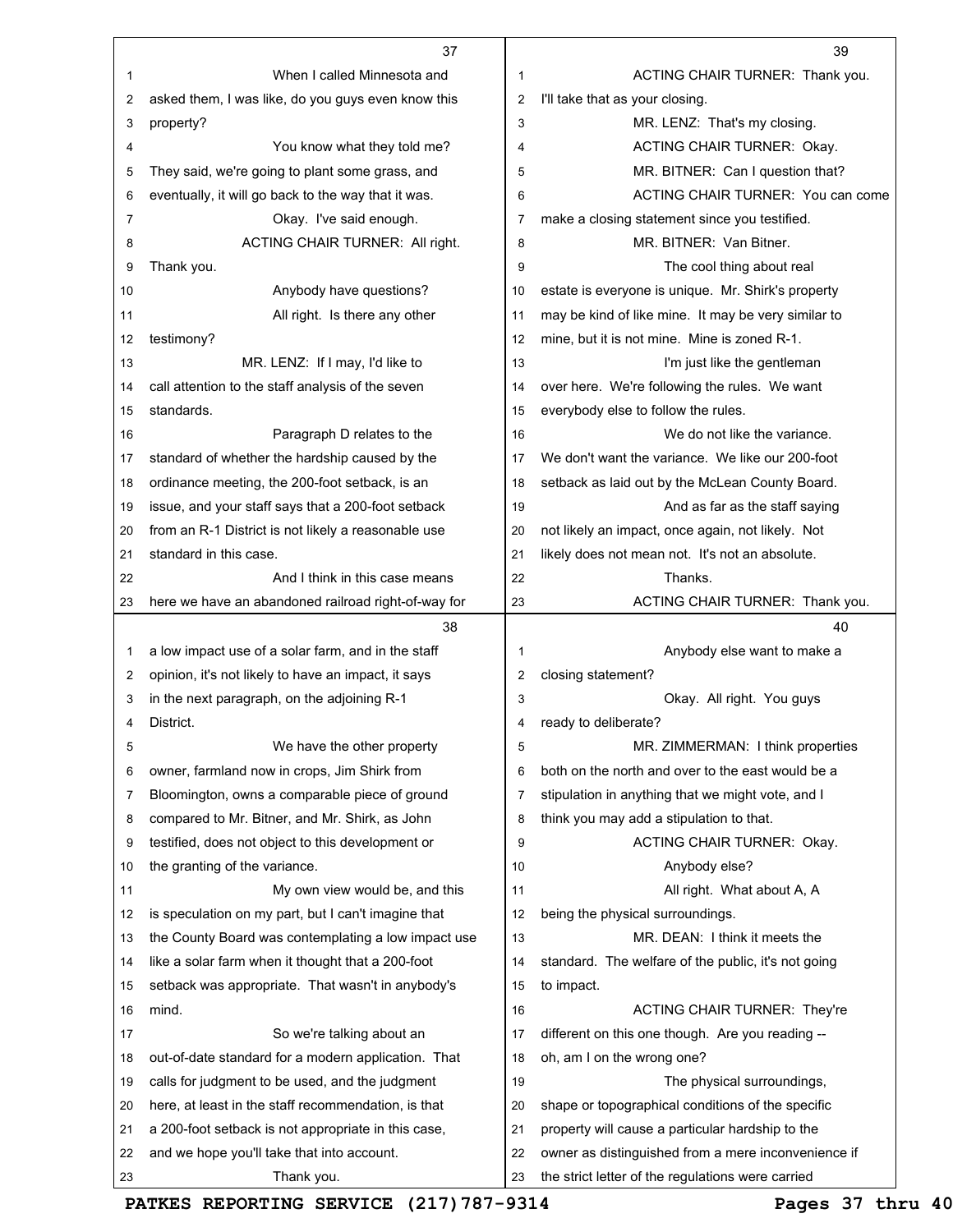When I called Minnesota and asked them, I was like, do you guys even know this property?

You know what they told me? They said, we're going to plant some grass, and eventually, it will go back to the way that it was.

Okay. I've said enough.

ACTING CHAIR TURNER: All right. Thank you.

Anybody have questions?

All right. Is there any other testimony?

MR. LENZ: If I may, I'd like to call attention to the staff analysis of the seven standards.

Paragraph D relates to the standard of whether the hardship caused by the ordinance meeting, the 200-foot setback, is an issue, and your staff says that a 200-foot setback from an R-1 District is not likely a reasonable use standard in this case.

And I think in this case means here we have an abandoned railroad right-of-way for a low impact use of a solar farm, and in the staff opinion, it's not likely to have an impact, it says in the next paragraph, on the adjoining R-1 District.

We have the other property owner, farmland now in crops, Jim Shirk from Bloomington, owns a comparable piece of ground compared to Mr. Bitner, and Mr. Shirk, as John testified, does not object to this development or the granting of the variance.

My own view would be, and this is speculation on my part, but I can't imagine that the County Board was contemplating a low impact use like a solar farm when it thought that a 200-foot setback was appropriate. That wasn't in anybody's mind.

So we're talking about an out-of-date standard for a modern application. That calls for judgment to be used, and the judgment here, at least in the staff recommendation, is that a 200-foot setback is not appropriate in this case, and we hope you'll take that into account.

Thank you.

ACTING CHAIR TURNER: Thank you. I'll take that as your closing.

MR. LENZ: That's my closing.

ACTING CHAIR TURNER: Okay.

MR. BITNER: Can I question that?

ACTING CHAIR TURNER: You can come make a closing statement since you testified.

MR. BITNER: Van Bitner.

The cool thing about real estate is everyone is unique. Mr. Shirk's property may be kind of like mine. It may be very similar to mine, but it is not mine. Mine is zoned R-1.

I'm just like the gentleman over here. We're following the rules. We want everybody else to follow the rules.

We do not like the variance. We don't want the variance. We like our 200-foot setback as laid out by the McLean County Board.

And as far as the staff saying not likely an impact, once again, not likely. Not likely does not mean not. It's not an absolute.

Thanks.

ACTING CHAIR TURNER: Thank you.

Anybody else want to make a closing statement?

Okay. All right. You guys ready to deliberate?

MR. ZIMMERMAN: I think properties both on the north and over to the east would be a stipulation in anything that we might vote, and I think you may add a stipulation to that.

ACTING CHAIR TURNER: Okay.

Anybody else?

All right. What about A, A being the physical surroundings.

MR. DEAN: I think it meets the standard. The welfare of the public, it's not going to impact.

ACTING CHAIR TURNER: They're different on this one though. Are you reading -- oh, am I on the wrong one?

The physical surroundings, shape or topographical conditions of the specific property will cause a particular hardship to the owner as distinguished from a mere inconvenience if the strict letter of the regulations were carried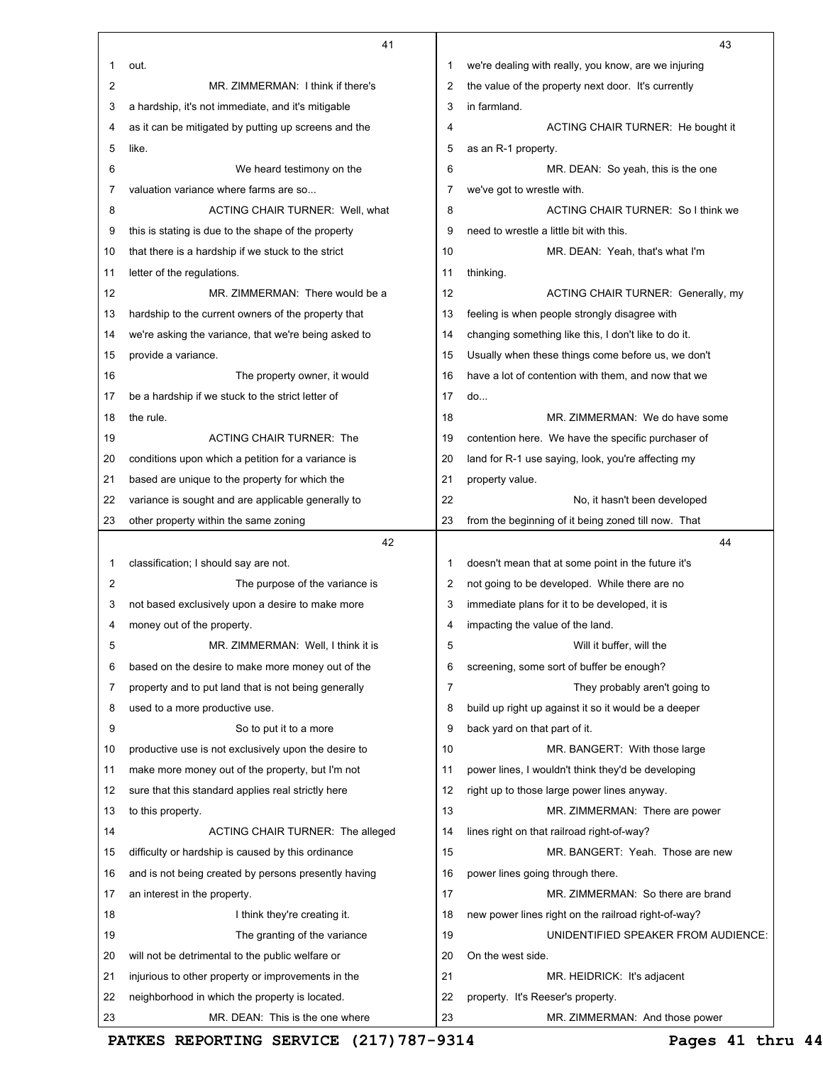out.

MR. ZIMMERMAN: I think if there's a hardship, it's not immediate, and it's mitigable as it can be mitigated by putting up screens and the like.

We heard testimony on the valuation variance where farms are so...

ACTING CHAIR TURNER: Well, what this is stating is due to the shape of the property that there is a hardship if we stuck to the strict letter of the regulations.

MR. ZIMMERMAN: There would be a hardship to the current owners of the property that we're asking the variance, that we're being asked to provide a variance.

The property owner, it would be a hardship if we stuck to the strict letter of the rule.

ACTING CHAIR TURNER: The conditions upon which a petition for a variance is based are unique to the property for which the variance is sought and are applicable generally to other property within the same zoning classification; I should say are not.

The purpose of the variance is not based exclusively upon a desire to make more money out of the property.

MR. ZIMMERMAN: Well, I think it is based on the desire to make more money out of the property and to put land that is not being generally used to a more productive use.

So to put it to a more productive use is not exclusively upon the desire to make more money out of the property, but I'm not sure that this standard applies real strictly here to this property.

ACTING CHAIR TURNER: The alleged difficulty or hardship is caused by this ordinance and is not being created by persons presently having an interest in the property.

I think they're creating it.

The granting of the variance will not be detrimental to the public welfare or injurious to other property or improvements in the neighborhood in which the property is located.

MR. DEAN: This is the one where we're dealing with really, you know, are we injuring the value of the property next door. It's currently in farmland.

ACTING CHAIR TURNER: He bought it as an R-1 property.

MR. DEAN: So yeah, this is the one we've got to wrestle with.

ACTING CHAIR TURNER: So I think we need to wrestle a little bit with this.

MR. DEAN: Yeah, that's what I'm thinking.

ACTING CHAIR TURNER: Generally, my feeling is when people strongly disagree with changing something like this, I don't like to do it. Usually when these things come before us, we don't have a lot of contention with them, and now that we do...

MR. ZIMMERMAN: We do have some contention here. We have the specific purchaser of land for R-1 use saying, look, you're affecting my property value.

No, it hasn't been developed from the beginning of it being zoned till now. That doesn't mean that at some point in the future it's not going to be developed. While there are no immediate plans for it to be developed, it is impacting the value of the land.

Will it buffer, will the screening, some sort of buffer be enough?

They probably aren't going to build up right up against it so it would be a deeper back yard on that part of it.

MR. BANGERT: With those large power lines, I wouldn't think they'd be developing right up to those large power lines anyway.

MR. ZIMMERMAN: There are power lines right on that railroad right-of-way?

MR. BANGERT: Yeah. Those are new power lines going through there.

MR. ZIMMERMAN: So there are brand new power lines right on the railroad right-of-way?

UNIDENTIFIED SPEAKER FROM AUDIENCE: On the west side.

MR. HEIDRICK: It's adjacent property. It's Reeser's property.

MR. ZIMMERMAN: And those power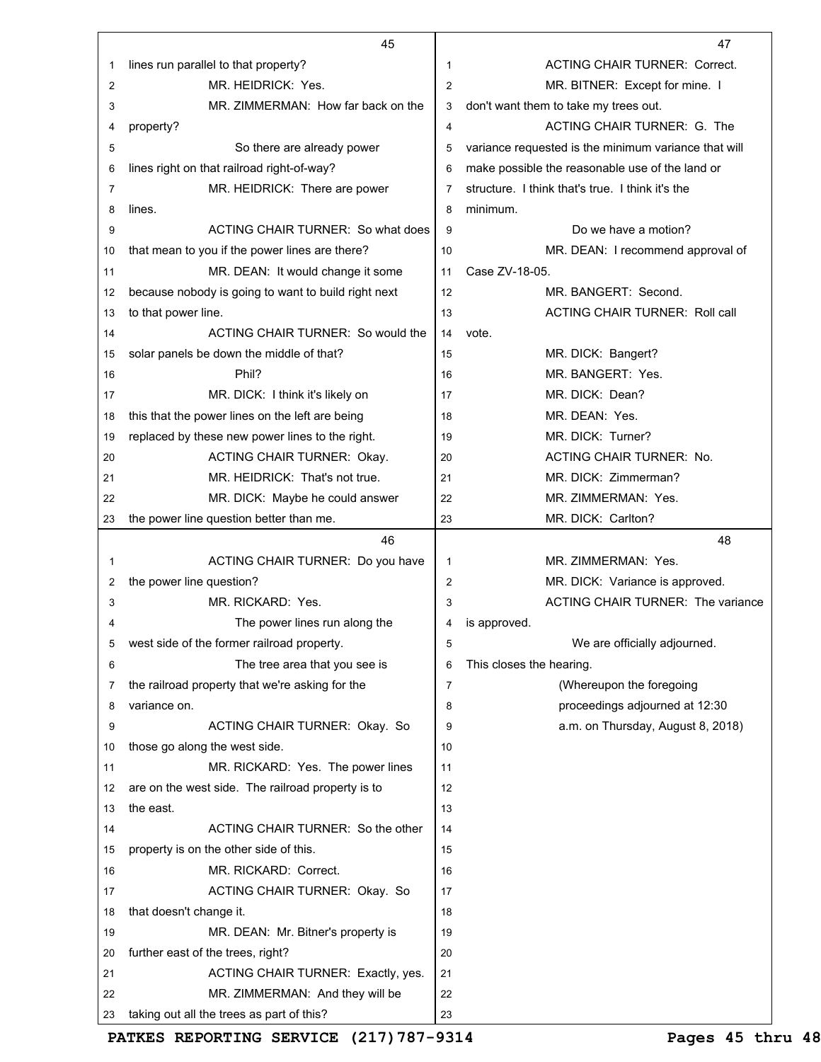lines run parallel to that property?

MR. HEIDRICK: Yes.

MR. ZIMMERMAN: How far back on the property?

So there are already power lines right on that railroad right-of-way?

MR. HEIDRICK: There are power lines.

ACTING CHAIR TURNER: So what does that mean to you if the power lines are there?

MR. DEAN: It would change it some because nobody is going to want to build right next to that power line.

ACTING CHAIR TURNER: So would the solar panels be down the middle of that?

Phil?

MR. DICK: I think it's likely on this that the power lines on the left are being replaced by these new power lines to the right.

ACTING CHAIR TURNER: Okay.

MR. HEIDRICK: That's not true.

MR. DICK: Maybe he could answer the power line question better than me.

ACTING CHAIR TURNER: Do you have the power line question?

MR. RICKARD: Yes.

The power lines run along the west side of the former railroad property.

The tree area that you see is the railroad property that we're asking for the variance on.

ACTING CHAIR TURNER: Okay. So those go along the west side.

MR. RICKARD: Yes. The power lines are on the west side. The railroad property is to the east.

ACTING CHAIR TURNER: So the other property is on the other side of this.

MR. RICKARD: Correct.

ACTING CHAIR TURNER: Okay. So that doesn't change it.

MR. DEAN: Mr. Bitner's property is further east of the trees, right?

ACTING CHAIR TURNER: Exactly, yes.

MR. ZIMMERMAN: And they will be taking out all the trees as part of this?

ACTING CHAIR TURNER: Correct.

MR. BITNER: Except for mine. I don't want them to take my trees out.

ACTING CHAIR TURNER: G. The variance requested is the minimum variance that will make possible the reasonable use of the land or structure. I think that's true. I think it's the minimum.

Do we have a motion?

MR. DEAN: I recommend approval of Case ZV-18-05.

MR. BANGERT: Second.

ACTING CHAIR TURNER: Roll call vote.

MR. DICK: Bangert?

MR. BANGERT: Yes.

MR. DICK: Dean?

MR. DEAN: Yes.

MR. DICK: Turner?

ACTING CHAIR TURNER: No.

MR. DICK: Zimmerman?

MR. ZIMMERMAN: Yes.

MR. DICK: Carlton?

MR. ZIMMERMAN: Yes.

MR. DICK: Variance is approved.

ACTING CHAIR TURNER: The variance is approved.

We are officially adjourned. This closes the hearing.

(Whereupon the foregoing proceedings adjourned at 12:30 a.m. on Thursday, August 8, 2018)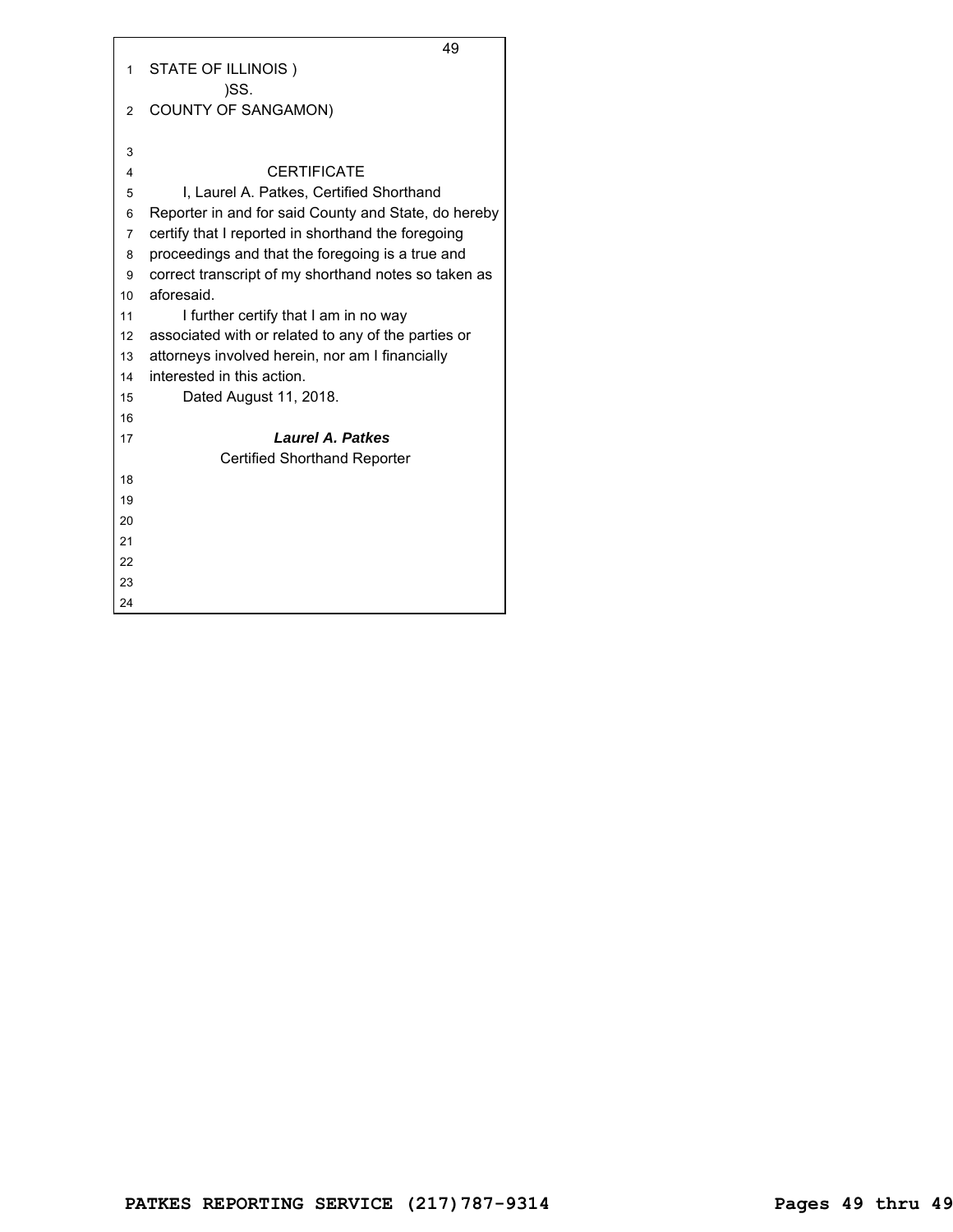STATE OF ILLINOIS )
)SS.
COUNTY OF SANGAMON)

CERTIFICATE

I, Laurel A. Patkes, Certified Shorthand Reporter in and for said County and State, do hereby certify that I reported in shorthand the foregoing proceedings and that the foregoing is a true and correct transcript of my shorthand notes so taken as aforesaid.

I further certify that I am in no way associated with or related to any of the parties or attorneys involved herein, nor am I financially interested in this action.

Dated August 11, 2018.

***Laurel A. Patkes***
Certified Shorthand Reporter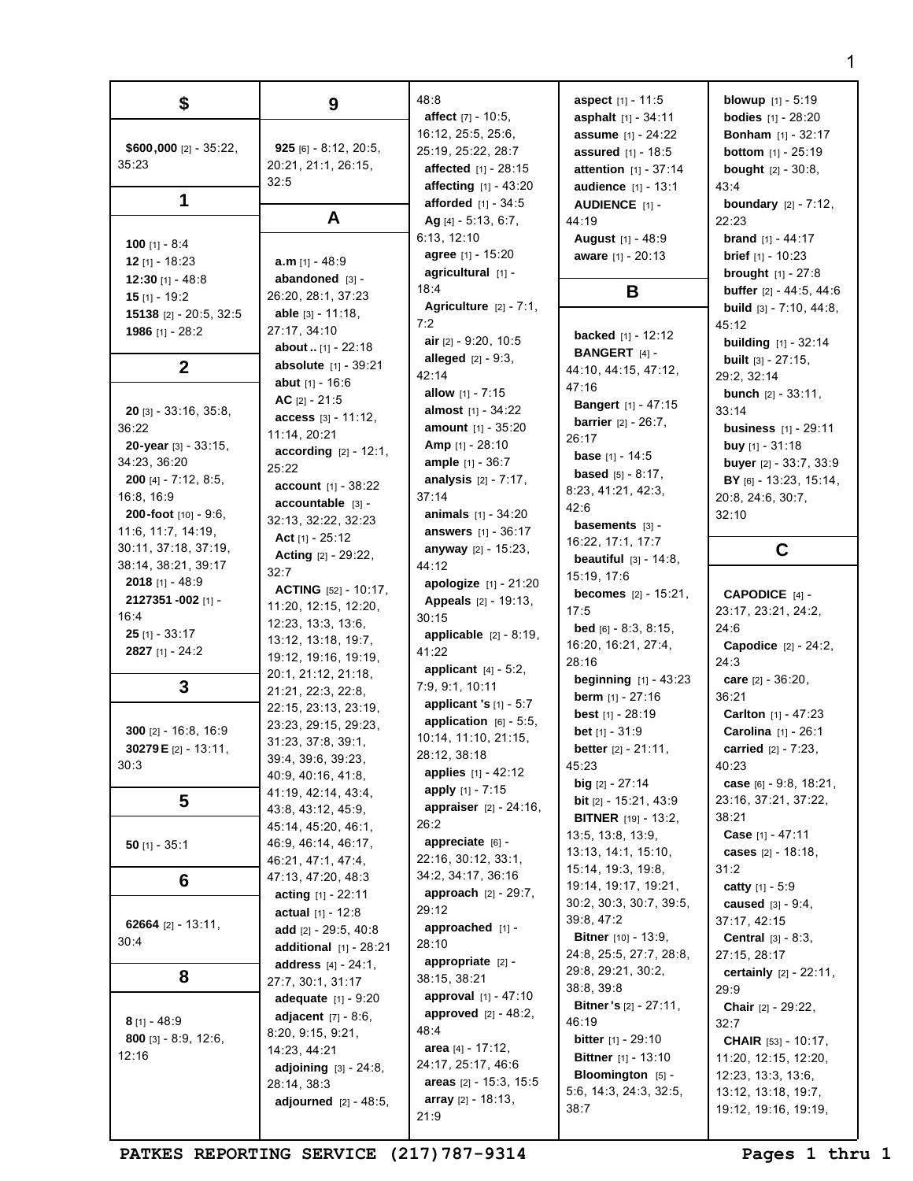## $

**$600,000** [2] - 35:22, 35:23

## 1

**100** [1] - 8:4
**12** [1] - 18:23
**12:30** [1] - 48:8
**15** [1] - 19:2
**15138** [2] - 20:5, 32:5
**1986** [1] - 28:2

## 2

**20** [3] - 33:16, 35:8, 36:22
**20-year** [3] - 33:15, 34:23, 36:20
**200** [4] - 7:12, 8:5, 16:8, 16:9
**200-foot** [10] - 9:6, 11:6, 11:7, 14:19, 30:11, 37:18, 37:19, 38:14, 38:21, 39:17
**2018** [1] - 48:9
**2127351 -002** [1] - 16:4
**25** [1] - 33:17
**2827** [1] - 24:2

## 3

**300** [2] - 16:8, 16:9
**30279E** [2] - 13:11, 30:3

## 5

**50** [1] - 35:1

## 6

**62664** [2] - 13:11, 30:4

## 8

**8** [1] - 48:9
**800** [3] - 8:9, 12:6, 12:16

## 9

**925** [6] - 8:12, 20:5, 20:21, 21:1, 26:15, 32:5

## A

**a.m** [1] - 48:9
**abandoned** [3] - 26:20, 28:1, 37:23
**able** [3] - 11:18, 27:17, 34:10
**about..** [1] - 22:18
**absolute** [1] - 39:21
**abut** [1] - 16:6
**AC** [2] - 21:5
**access** [3] - 11:12, 11:14, 20:21
**according** [2] - 12:1, 25:22
**account** [1] - 38:22
**accountable** [3] - 32:13, 32:22, 32:23
**Act** [1] - 25:12
**Acting** [2] - 29:22, 32:7
**ACTING** [52] - 10:17, 11:20, 12:15, 12:20, 12:23, 13:3, 13:6, 13:12, 13:18, 19:7, 19:12, 19:16, 19:19, 20:1, 21:12, 21:18, 21:21, 22:3, 22:8, 22:15, 23:13, 23:19, 23:23, 29:15, 29:23, 31:23, 37:8, 39:1, 39:4, 39:6, 39:23, 40:9, 40:16, 41:8, 41:19, 42:14, 43:4, 43:8, 43:12, 45:9, 45:14, 45:20, 46:1, 46:9, 46:14, 46:17, 46:21, 47:1, 47:4, 47:13, 47:20, 48:3
**acting** [1] - 22:11
**actual** [1] - 12:8
**add** [2] - 29:5, 40:8
**additional** [1] - 28:21
**address** [4] - 24:1, 27:7, 30:1, 31:17
**adequate** [1] - 9:20
**adjacent** [7] - 8:6, 8:20, 9:15, 9:21, 14:23, 44:21
**adjoining** [3] - 24:8, 28:14, 38:3
**adjourned** [2] - 48:5, 48:8
**affect** [7] - 10:5, 16:12, 25:5, 25:6, 25:19, 25:22, 28:7
**affected** [1] - 28:15
**affecting** [1] - 43:20
**afforded** [1] - 34:5
**Ag** [4] - 5:13, 6:7, 6:13, 12:10
**agree** [1] - 15:20
**agricultural** [1] - 18:4
**Agriculture** [2] - 7:1, 7:2
**air** [2] - 9:20, 10:5
**alleged** [2] - 9:3, 42:14
**allow** [1] - 7:15
**almost** [1] - 34:22
**amount** [1] - 35:20
**Amp** [1] - 28:10
**ample** [1] - 36:7
**analysis** [2] - 7:17, 37:14
**animals** [1] - 34:20
**answers** [1] - 36:17
**anyway** [2] - 15:23, 44:12
**apologize** [1] - 21:20
**Appeals** [2] - 19:13, 30:15
**applicable** [2] - 8:19, 41:22
**applicant** [4] - 5:2, 7:9, 9:1, 10:11
**applicant's** [1] - 5:7
**application** [6] - 5:5, 10:14, 11:10, 21:15, 28:12, 38:18
**applies** [1] - 42:12
**apply** [1] - 7:15
**appraiser** [2] - 24:16, 26:2
**appreciate** [6] - 22:16, 30:12, 33:1, 34:2, 34:17, 36:16
**approach** [2] - 29:7, 29:12
**approached** [1] - 28:10
**appropriate** [2] - 38:15, 38:21
**approval** [1] - 47:10
**approved** [2] - 48:2, 48:4
**area** [4] - 17:12, 24:17, 25:17, 46:6
**areas** [2] - 15:3, 15:5
**array** [2] - 18:13, 21:9
**aspect** [1] - 11:5
**asphalt** [1] - 34:11
**assume** [1] - 24:22
**assured** [1] - 18:5
**attention** [1] - 37:14
**audience** [1] - 13:1
**AUDIENCE** [1] - 44:19
**August** [1] - 48:9
**aware** [1] - 20:13

## B

**backed** [1] - 12:12
**BANGERT** [4] - 44:10, 44:15, 47:12, 47:16
**Bangert** [1] - 47:15
**barrier** [2] - 26:7, 26:17
**base** [1] - 14:5
**based** [5] - 8:17, 8:23, 41:21, 42:3, 42:6
**basements** [3] - 16:22, 17:1, 17:7
**beautiful** [3] - 14:8, 15:19, 17:6
**becomes** [2] - 15:21, 17:5
**bed** [6] - 8:3, 8:15, 16:20, 16:21, 27:4, 28:16
**beginning** [1] - 43:23
**berm** [1] - 27:16
**best** [1] - 28:19
**bet** [1] - 31:9
**better** [2] - 21:11, 45:23
**big** [2] - 27:14
**bit** [2] - 15:21, 43:9
**BITNER** [19] - 13:2, 13:5, 13:8, 13:9, 13:13, 14:1, 15:10, 15:14, 19:3, 19:8, 19:14, 19:17, 19:21, 30:2, 30:3, 30:7, 39:5, 39:8, 47:2
**Bitner** [10] - 13:9, 24:8, 25:5, 27:7, 28:8, 29:8, 29:21, 30:2, 38:8, 39:8
**Bitner's** [2] - 27:11, 46:19
**bitter** [1] - 29:10
**Bittner** [1] - 13:10
**Bloomington** [5] - 5:6, 14:3, 24:3, 32:5, 38:7
**blowup** [1] - 5:19
**bodies** [1] - 28:20
**Bonham** [1] - 32:17
**bottom** [1] - 25:19
**bought** [2] - 30:8, 43:4
**boundary** [2] - 7:12, 22:23
**brand** [1] - 44:17
**brief** [1] - 10:23
**brought** [1] - 27:8
**buffer** [2] - 44:5, 44:6
**build** [3] - 7:10, 44:8, 45:12
**building** [1] - 32:14
**built** [3] - 27:15, 29:2, 32:14
**bunch** [2] - 33:11, 33:14
**business** [1] - 29:11
**buy** [1] - 31:18
**buyer** [2] - 33:7, 33:9
**BY** [6] - 13:23, 15:14, 20:8, 24:6, 30:7, 32:10

## C

**CAPODICE** [4] - 23:17, 23:21, 24:2, 24:6
**Capodice** [2] - 24:2, 24:3
**care** [2] - 36:20, 36:21
**Carlton** [1] - 47:23
**Carolina** [1] - 26:1
**carried** [2] - 7:23, 40:23
**case** [6] - 9:8, 18:21, 23:16, 37:21, 37:22, 38:21
**Case** [1] - 47:11
**cases** [2] - 18:18, 31:2
**catty** [1] - 5:9
**caused** [3] - 9:4, 37:17, 42:15
**Central** [3] - 8:3, 27:15, 28:17
**certainly** [2] - 22:11, 29:9
**Chair** [2] - 29:22, 32:7
**CHAIR** [53] - 10:17, 11:20, 12:15, 12:20, 12:23, 13:3, 13:6, 13:12, 13:18, 19:7, 19:12, 19:16, 19:19,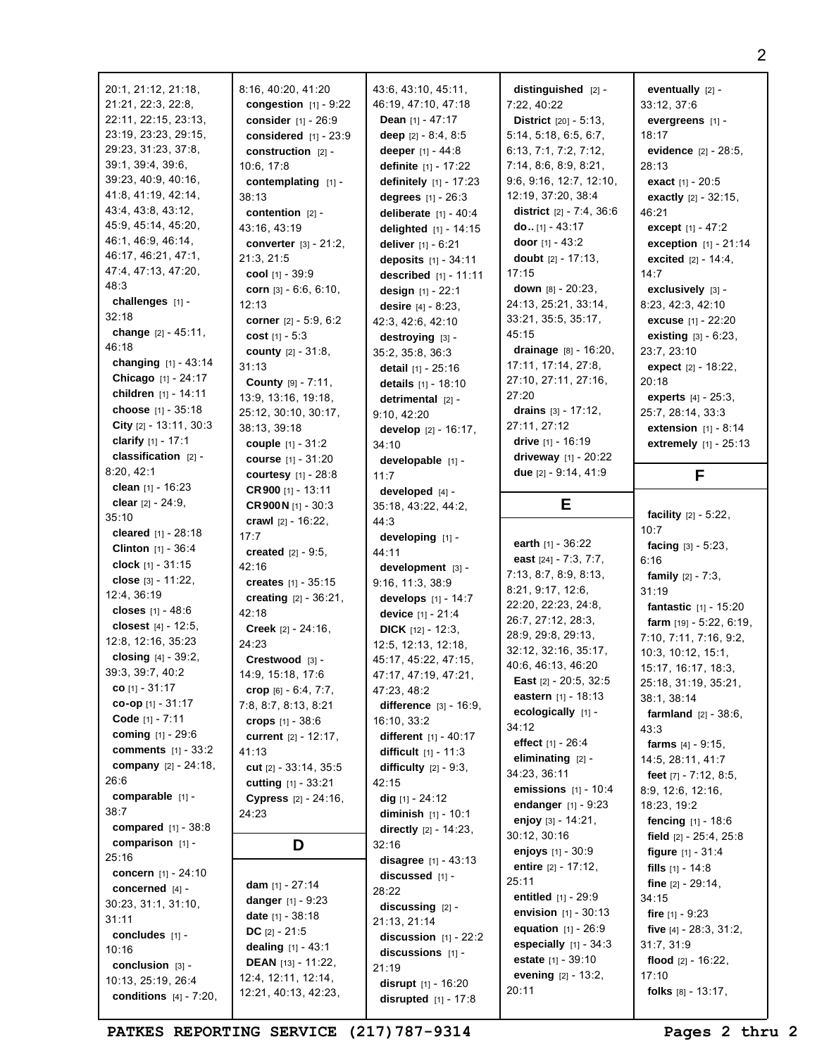20:1, 21:12, 21:18, 21:21, 22:3, 22:8, 22:11, 22:15, 23:13, 23:19, 23:23, 29:15, 29:23, 31:23, 37:8, 39:1, 39:4, 39:6, 39:23, 40:9, 40:16, 41:8, 41:19, 42:14, 43:4, 43:8, 43:12, 45:9, 45:14, 45:20, 46:1, 46:9, 46:14, 46:17, 46:21, 47:1, 47:4, 47:13, 47:20, 48:3

**challenges** [1] - 32:18
**change** [2] - 45:11, 46:18
**changing** [1] - 43:14
**Chicago** [1] - 24:17
**children** [1] - 14:11
**choose** [1] - 35:18
**City** [2] - 13:11, 30:3
**clarify** [1] - 17:1
**classification** [2] - 8:20, 42:1
**clean** [1] - 16:23
**clear** [2] - 24:9, 35:10
**cleared** [1] - 28:18
**Clinton** [1] - 36:4
**clock** [1] - 31:15
**close** [3] - 11:22, 12:4, 36:19
**closes** [1] - 48:6
**closest** [4] - 12:5, 12:8, 12:16, 35:23
**closing** [4] - 39:2, 39:3, 39:7, 40:2
**co** [1] - 31:17
**co-op** [1] - 31:17
**Code** [1] - 7:11
**coming** [1] - 29:6
**comments** [1] - 33:2
**company** [2] - 24:18, 26:6
**comparable** [1] - 38:7
**compared** [1] - 38:8
**comparison** [1] - 25:16
**concern** [1] - 24:10
**concerned** [4] - 30:23, 31:1, 31:10, 31:11
**concludes** [1] - 10:16
**conclusion** [3] - 10:13, 25:19, 26:4
**conditions** [4] - 7:20, 8:16, 40:20, 41:20
**congestion** [1] - 9:22
**consider** [1] - 26:9
**considered** [1] - 23:9
**construction** [2] - 10:6, 17:8
**contemplating** [1] - 38:13
**contention** [2] - 43:16, 43:19
**converter** [3] - 21:2, 21:3, 21:5
**cool** [1] - 39:9
**corn** [3] - 6:6, 6:10, 12:13
**corner** [2] - 5:9, 6:2
**cost** [1] - 5:3
**county** [2] - 31:8, 31:13
**County** [9] - 7:11, 13:9, 13:16, 19:18, 25:12, 30:10, 30:17, 38:13, 39:18
**couple** [1] - 31:2
**course** [1] - 31:20
**courtesy** [1] - 28:8
**CR900** [1] - 13:11
**CR900N** [1] - 30:3
**crawl** [2] - 16:22, 17:7
**created** [2] - 9:5, 42:16
**creates** [1] - 35:15
**creating** [2] - 36:21, 42:18
**Creek** [2] - 24:16, 24:23
**Crestwood** [3] - 14:9, 15:18, 17:6
**crop** [6] - 6:4, 7:7, 7:8, 8:7, 8:13, 8:21
**crops** [1] - 38:6
**current** [2] - 12:17, 41:13
**cut** [2] - 33:14, 35:5
**cutting** [1] - 33:21
**Cypress** [2] - 24:16, 24:23

## D

**dam** [1] - 27:14
**danger** [1] - 9:23
**date** [1] - 38:18
**DC** [2] - 21:5
**dealing** [1] - 43:1
**DEAN** [13] - 11:22, 12:4, 12:11, 12:14, 12:21, 40:13, 42:23, 43:6, 43:10, 45:11, 46:19, 47:10, 47:18
**Dean** [1] - 47:17
**deep** [2] - 8:4, 8:5
**deeper** [1] - 44:8
**definite** [1] - 17:22
**definitely** [1] - 17:23
**degrees** [1] - 26:3
**deliberate** [1] - 40:4
**delighted** [1] - 14:15
**deliver** [1] - 6:21
**deposits** [1] - 34:11
**described** [1] - 11:11
**design** [1] - 22:1
**desire** [4] - 8:23, 42:3, 42:6, 42:10
**destroying** [3] - 35:2, 35:8, 36:3
**detail** [1] - 25:16
**details** [1] - 18:10
**detrimental** [2] - 9:10, 42:20
**develop** [2] - 16:17, 34:10
**developable** [1] - 11:7
**developed** [4] - 35:18, 43:22, 44:2, 44:3
**developing** [1] - 44:11
**development** [3] - 9:16, 11:3, 38:9
**develops** [1] - 14:7
**device** [1] - 21:4
**DICK** [12] - 12:3, 12:5, 12:13, 12:18, 45:17, 45:22, 47:15, 47:17, 47:19, 47:21, 47:23, 48:2
**difference** [3] - 16:9, 16:10, 33:2
**different** [1] - 40:17
**difficult** [1] - 11:3
**difficulty** [2] - 9:3, 42:15
**dig** [1] - 24:12
**diminish** [1] - 10:1
**directly** [2] - 14:23, 32:16
**disagree** [1] - 43:13
**discussed** [1] - 28:22
**discussing** [2] - 21:13, 21:14
**discussion** [1] - 22:2
**discussions** [1] - 21:19
**disrupt** [1] - 16:20
**disrupted** [1] - 17:8
**distinguished** [2] - 7:22, 40:22
**District** [20] - 5:13, 5:14, 5:18, 6:5, 6:7, 6:13, 7:1, 7:2, 7:12, 7:14, 8:6, 8:9, 8:21, 9:6, 9:16, 12:7, 12:10, 12:19, 37:20, 38:4
**district** [2] - 7:4, 36:6
**do..** [1] - 43:17
**door** [1] - 43:2
**doubt** [2] - 17:13, 17:15
**down** [8] - 20:23, 24:13, 25:21, 33:14, 33:21, 35:5, 35:17, 45:15
**drainage** [8] - 16:20, 17:11, 17:14, 27:8, 27:10, 27:11, 27:16, 27:20
**drains** [3] - 17:12, 27:11, 27:12
**drive** [1] - 16:19
**driveway** [1] - 20:22
**due** [2] - 9:14, 41:9

## E

**earth** [1] - 36:22
**east** [24] - 7:3, 7:7, 7:13, 8:7, 8:9, 8:13, 8:21, 9:17, 12:6, 22:20, 22:23, 24:8, 26:7, 27:12, 28:3, 28:9, 29:8, 29:13, 32:12, 32:16, 35:17, 40:6, 46:13, 46:20
**East** [2] - 20:5, 32:5
**eastern** [1] - 18:13
**ecologically** [1] - 34:12
**effect** [1] - 26:4
**eliminating** [2] - 34:23, 36:11
**emissions** [1] - 10:4
**endanger** [1] - 9:23
**enjoy** [3] - 14:21, 30:12, 30:16
**enjoys** [1] - 30:9
**entire** [2] - 17:12, 25:11
**entitled** [1] - 29:9
**envision** [1] - 30:13
**equation** [1] - 26:9
**especially** [1] - 34:3
**estate** [1] - 39:10
**evening** [2] - 13:2, 20:11
**eventually** [2] - 33:12, 37:6
**evergreens** [1] - 18:17
**evidence** [2] - 28:5, 28:13
**exact** [1] - 20:5
**exactly** [2] - 32:15, 46:21
**except** [1] - 47:2
**exception** [1] - 21:14
**excited** [2] - 14:4, 14:7
**exclusively** [3] - 8:23, 42:3, 42:10
**excuse** [1] - 22:20
**existing** [3] - 6:23, 23:7, 23:10
**expect** [2] - 18:22, 20:18
**experts** [4] - 25:3, 25:7, 28:14, 33:3
**extension** [1] - 8:14
**extremely** [1] - 25:13

## F

**facility** [2] - 5:22, 10:7
**facing** [3] - 5:23, 6:16
**family** [2] - 7:3, 31:19
**fantastic** [1] - 15:20
**farm** [19] - 5:22, 6:19, 7:10, 7:11, 7:16, 9:2, 10:3, 10:12, 15:1, 15:17, 16:17, 18:3, 25:18, 31:19, 35:21, 38:1, 38:14
**farmland** [2] - 38:6, 43:3
**farms** [4] - 9:15, 14:5, 28:11, 41:7
**feet** [7] - 7:12, 8:5, 8:9, 12:6, 12:16, 18:23, 19:2
**fencing** [1] - 18:6
**field** [2] - 25:4, 25:8
**figure** [1] - 31:4
**fills** [1] - 14:8
**fine** [2] - 29:14, 34:15
**fire** [1] - 9:23
**five** [4] - 28:3, 31:2, 31:7, 31:9
**flood** [2] - 16:22, 17:10
**folks** [8] - 13:17,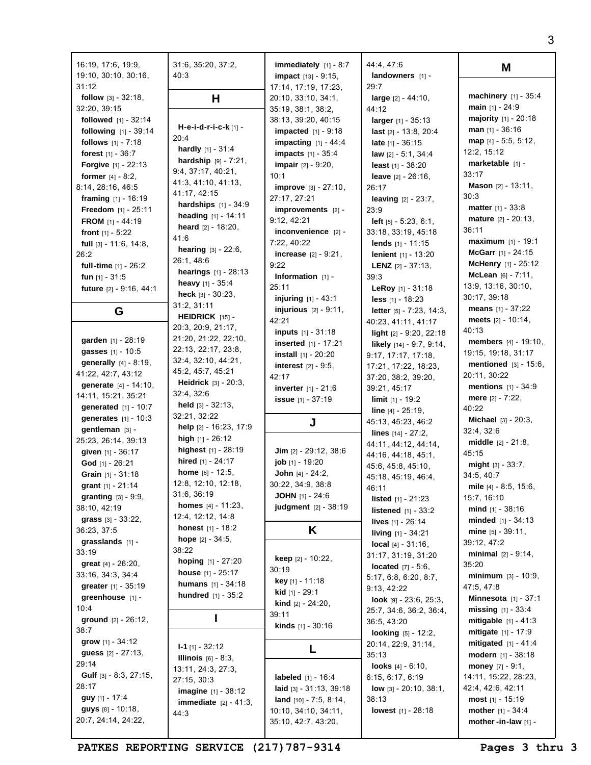16:19, 17:6, 19:9, 19:10, 30:10, 30:16, 31:12
**follow** [3] - 32:18, 32:20, 39:15
**followed** [1] - 32:14
**following** [1] - 39:14
**follows** [1] - 7:18
**forest** [1] - 36:7
**Forgive** [1] - 22:13
**former** [4] - 8:2, 8:14, 28:16, 46:5
**framing** [1] - 16:19
**Freedom** [1] - 25:11
**FROM** [1] - 44:19
**front** [1] - 5:22
**full** [3] - 11:6, 14:8, 26:2
**full-time** [1] - 26:2
**fun** [1] - 31:5
**future** [2] - 9:16, 44:1

## G

**garden** [1] - 28:19
**gasses** [1] - 10:5
**generally** [4] - 8:19, 41:22, 42:7, 43:12
**generate** [4] - 14:10, 14:11, 15:21, 35:21
**generated** [1] - 10:7
**generates** [1] - 10:3
**gentleman** [3] - 25:23, 26:14, 39:13
**given** [1] - 36:17
**God** [1] - 26:21
**Grain** [1] - 31:18
**grant** [1] - 21:14
**granting** [3] - 9:9, 38:10, 42:19
**grass** [3] - 33:22, 36:23, 37:5
**grasslands** [1] - 33:19
**great** [4] - 26:20, 33:16, 34:3, 34:4
**greater** [1] - 35:19
**greenhouse** [1] - 10:4
**ground** [2] - 26:12, 38:7
**grow** [1] - 34:12
**guess** [2] - 27:13, 29:14
**Gulf** [3] - 8:3, 27:15, 28:17
**guy** [1] - 17:4
**guys** [8] - 10:18, 20:7, 24:14, 24:22, 31:6, 35:20, 37:2, 40:3

## H

**H-e-i-d-r-i-c-k** [1] - 20:4
**hardly** [1] - 31:4
**hardship** [9] - 7:21, 9:4, 37:17, 40:21, 41:3, 41:10, 41:13, 41:17, 42:15
**hardships** [1] - 34:9
**heading** [1] - 14:11
**heard** [2] - 18:20, 41:6
**hearing** [3] - 22:6, 26:1, 48:6
**hearings** [1] - 28:13
**heavy** [1] - 35:4
**heck** [3] - 30:23, 31:2, 31:11
**HEIDRICK** [15] - 20:3, 20:9, 21:17, 21:20, 21:22, 22:10, 22:13, 22:17, 23:8, 32:4, 32:10, 44:21, 45:2, 45:7, 45:21
**Heidrick** [3] - 20:3, 32:4, 32:6
**held** [3] - 32:13, 32:21, 32:22
**help** [2] - 16:23, 17:9
**high** [1] - 26:12
**highest** [1] - 28:19
**hired** [1] - 24:17
**home** [6] - 12:5, 12:8, 12:10, 12:18, 31:6, 36:19
**homes** [4] - 11:23, 12:4, 12:12, 14:8
**honest** [1] - 18:2
**hope** [2] - 34:5, 38:22
**hoping** [1] - 27:20
**house** [1] - 25:17
**humans** [1] - 34:18
**hundred** [1] - 35:2

## I

**I-1** [1] - 32:12
**Illinois** [6] - 8:3, 13:11, 24:3, 27:3, 27:15, 30:3
**imagine** [1] - 38:12
**immediate** [2] - 41:3, 44:3
**immediately** [1] - 8:7
**impact** [13] - 9:15, 17:14, 17:19, 17:23, 20:10, 33:10, 34:1, 35:19, 38:1, 38:2, 38:13, 39:20, 40:15
**impacted** [1] - 9:18
**impacting** [1] - 44:4
**impacts** [1] - 35:4
**impair** [2] - 9:20, 10:1
**improve** [3] - 27:10, 27:17, 27:21
**improvements** [2] - 9:12, 42:21
**inconvenience** [2] - 7:22, 40:22
**increase** [2] - 9:21, 9:22
**Information** [1] - 25:11
**injuring** [1] - 43:1
**injurious** [2] - 9:11, 42:21
**inputs** [1] - 31:18
**inserted** [1] - 17:21
**install** [1] - 20:20
**interest** [2] - 9:5, 42:17
**inverter** [1] - 21:6
**issue** [1] - 37:19

## J

**Jim** [2] - 29:12, 38:6
**job** [1] - 19:20
**John** [4] - 24:2, 30:22, 34:9, 38:8
**JOHN** [1] - 24:6
**judgment** [2] - 38:19

## K

**keep** [2] - 10:22, 30:19
**key** [1] - 11:18
**kid** [1] - 29:1
**kind** [2] - 24:20, 39:11
**kinds** [1] - 30:16

## L

**labeled** [1] - 16:4
**laid** [3] - 31:13, 39:18
**land** [10] - 7:5, 8:14, 10:10, 34:10, 34:11, 35:10, 42:7, 43:20, 44:4, 47:6
**landowners** [1] - 29:7
**large** [2] - 44:10, 44:12
**larger** [1] - 35:13
**last** [2] - 13:8, 20:4
**late** [1] - 36:15
**law** [2] - 5:1, 34:4
**least** [1] - 38:20
**leave** [2] - 26:16, 26:17
**leaving** [2] - 23:7, 23:9
**left** [5] - 5:23, 6:1, 33:18, 33:19, 45:18
**lends** [1] - 11:15
**lenient** [1] - 13:20
**LENZ** [2] - 37:13, 39:3
**LeRoy** [1] - 31:18
**less** [1] - 18:23
**letter** [5] - 7:23, 14:3, 40:23, 41:11, 41:17
**light** [2] - 9:20, 22:18
**likely** [14] - 9:7, 9:14, 9:17, 17:17, 17:18, 17:21, 17:22, 18:23, 37:20, 38:2, 39:20, 39:21, 45:17
**limit** [1] - 19:2
**line** [4] - 25:19, 45:13, 45:23, 46:2
**lines** [14] - 27:2, 44:11, 44:12, 44:14, 44:16, 44:18, 45:1, 45:6, 45:8, 45:10, 45:18, 45:19, 46:4, 46:11
**listed** [1] - 21:23
**listened** [1] - 33:2
**lives** [1] - 26:14
**living** [1] - 34:21
**local** [4] - 31:16, 31:17, 31:19, 31:20
**located** [7] - 5:6, 5:17, 6:8, 6:20, 8:7, 9:13, 42:22
**look** [9] - 23:6, 25:3, 25:7, 34:6, 36:2, 36:4, 36:5, 43:20
**looking** [5] - 12:2, 20:14, 22:9, 31:14, 35:13
**looks** [4] - 6:10, 6:15, 6:17, 6:19
**low** [3] - 20:10, 38:1, 38:13
**lowest** [1] - 28:18

## M

**machinery** [1] - 35:4
**main** [1] - 24:9
**majority** [1] - 20:18
**man** [1] - 36:16
**map** [4] - 5:5, 5:12, 12:2, 15:12
**marketable** [1] - 33:17
**Mason** [2] - 13:11, 30:3
**matter** [1] - 33:8
**mature** [2] - 20:13, 36:11
**maximum** [1] - 19:1
**McGarr** [1] - 24:15
**McHenry** [1] - 25:12
**McLean** [6] - 7:11, 13:9, 13:16, 30:10, 30:17, 39:18
**means** [1] - 37:22
**meets** [2] - 10:14, 40:13
**members** [4] - 19:10, 19:15, 19:18, 31:17
**mentioned** [3] - 15:6, 20:11, 30:22
**mentions** [1] - 34:9
**mere** [2] - 7:22, 40:22
**Michael** [3] - 20:3, 32:4, 32:6
**middle** [2] - 21:8, 45:15
**might** [3] - 33:7, 34:5, 40:7
**mile** [4] - 8:5, 15:6, 15:7, 16:10
**mind** [1] - 38:16
**minded** [1] - 34:13
**mine** [5] - 39:11, 39:12, 47:2
**minimal** [2] - 9:14, 35:20
**minimum** [3] - 10:9, 47:5, 47:8
**Minnesota** [1] - 37:1
**missing** [1] - 33:4
**mitigable** [1] - 41:3
**mitigate** [1] - 17:9
**mitigated** [1] - 41:4
**modern** [1] - 38:18
**money** [7] - 9:1, 14:11, 15:22, 28:23, 42:4, 42:6, 42:11
**most** [1] - 15:19
**mother** [1] - 34:4
**mother-in-law** [1] -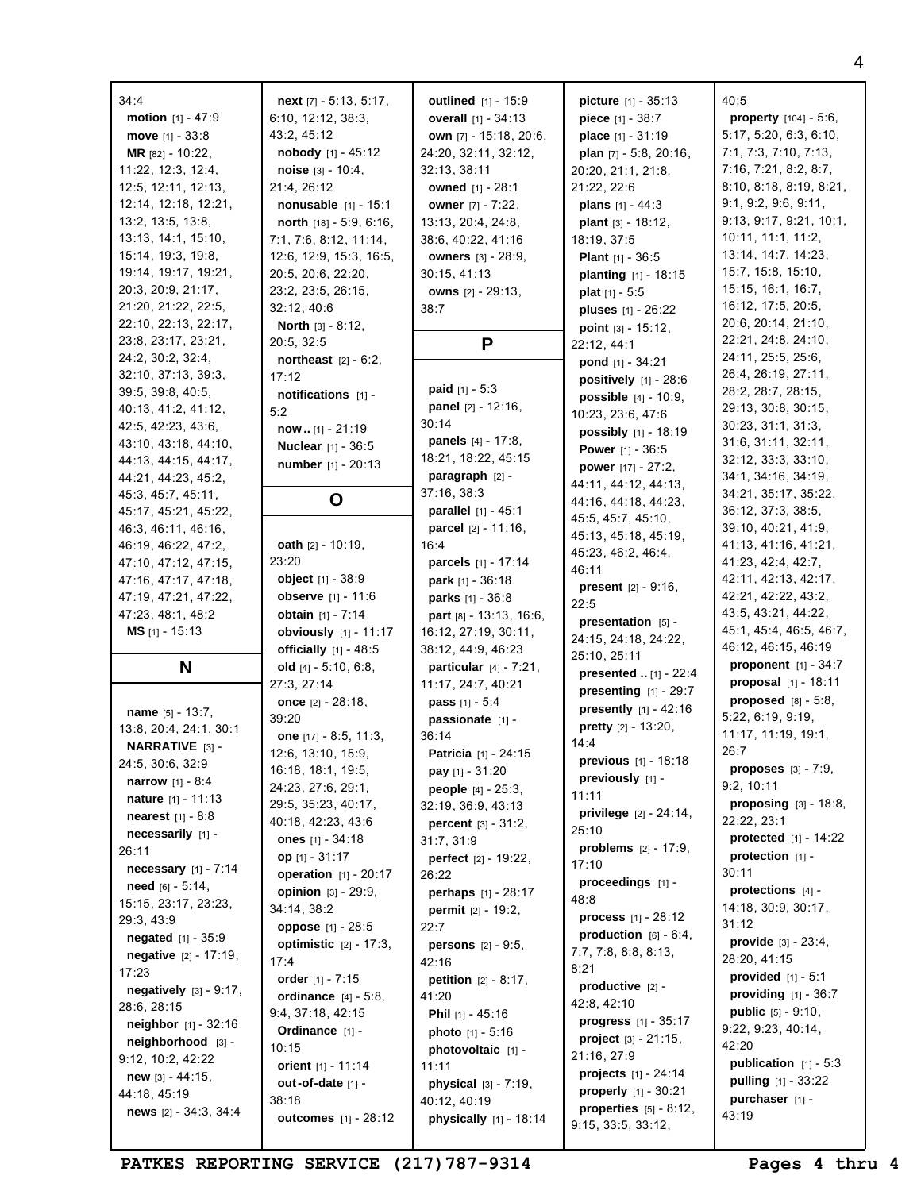34:4
**motion** [1] - 47:9
**move** [1] - 33:8
**MR** [82] - 10:22, 11:22, 12:3, 12:4, 12:5, 12:11, 12:13, 12:14, 12:18, 12:21, 13:2, 13:5, 13:8, 13:13, 14:1, 15:10, 15:14, 19:3, 19:8, 19:14, 19:17, 19:21, 20:3, 20:9, 21:17, 21:20, 21:22, 22:5, 22:10, 22:13, 22:17, 23:8, 23:17, 23:21, 24:2, 30:2, 32:4, 32:10, 37:13, 39:3, 39:5, 39:8, 40:5, 40:13, 41:2, 41:12, 42:5, 42:23, 43:6, 43:10, 43:18, 44:10, 44:13, 44:15, 44:17, 44:21, 44:23, 45:2, 45:3, 45:7, 45:11, 45:17, 45:21, 45:22, 46:3, 46:11, 46:16, 46:19, 46:22, 47:2, 47:10, 47:12, 47:15, 47:16, 47:17, 47:18, 47:19, 47:21, 47:22, 47:23, 48:1, 48:2
**MS** [1] - 15:13

## N

**name** [5] - 13:7, 13:8, 20:4, 24:1, 30:1
**NARRATIVE** [3] - 24:5, 30:6, 32:9
**narrow** [1] - 8:4
**nature** [1] - 11:13
**nearest** [1] - 8:8
**necessarily** [1] - 26:11
**necessary** [1] - 7:14
**need** [6] - 5:14, 15:15, 23:17, 23:23, 29:3, 43:9
**negated** [1] - 35:9
**negative** [2] - 17:19, 17:23
**negatively** [3] - 9:17, 28:6, 28:15
**neighbor** [1] - 32:16
**neighborhood** [3] - 9:12, 10:2, 42:22
**new** [3] - 44:15, 44:18, 45:19
**news** [2] - 34:3, 34:4
**next** [7] - 5:13, 5:17, 6:10, 12:12, 38:3, 43:2, 45:12
**nobody** [1] - 45:12
**noise** [3] - 10:4, 21:4, 26:12
**nonusable** [1] - 15:1
**north** [18] - 5:9, 6:16, 7:1, 7:6, 8:12, 11:14, 12:6, 12:9, 15:3, 16:5, 20:5, 20:6, 22:20, 23:2, 23:5, 26:15, 32:12, 40:6
**North** [3] - 8:12, 20:5, 32:5
**northeast** [2] - 6:2, 17:12
**notifications** [1] - 5:2
**now..** [1] - 21:19
**Nuclear** [1] - 36:5
**number** [1] - 20:13

## O

**oath** [2] - 10:19, 23:20
**object** [1] - 38:9
**observe** [1] - 11:6
**obtain** [1] - 7:14
**obviously** [1] - 11:17
**officially** [1] - 48:5
**old** [4] - 5:10, 6:8, 27:3, 27:14
**once** [2] - 28:18, 39:20
**one** [17] - 8:5, 11:3, 12:6, 13:10, 15:9, 16:18, 18:1, 19:5, 24:23, 27:6, 29:1, 29:5, 35:23, 40:17, 40:18, 42:23, 43:6
**ones** [1] - 34:18
**op** [1] - 31:17
**operation** [1] - 20:17
**opinion** [3] - 29:9, 34:14, 38:2
**oppose** [1] - 28:5
**optimistic** [2] - 17:3, 17:4
**order** [1] - 7:15
**ordinance** [4] - 5:8, 9:4, 37:18, 42:15
**Ordinance** [1] - 10:15
**orient** [1] - 11:14
**out-of-date** [1] - 38:18
**outcomes** [1] - 28:12
**outlined** [1] - 15:9
**overall** [1] - 34:13
**own** [7] - 15:18, 20:6, 24:20, 32:11, 32:12, 32:13, 38:11
**owned** [1] - 28:1
**owner** [7] - 7:22, 13:13, 20:4, 24:8, 38:6, 40:22, 41:16
**owners** [3] - 28:9, 30:15, 41:13
**owns** [2] - 29:13, 38:7

## P

**paid** [1] - 5:3
**panel** [2] - 12:16, 30:14
**panels** [4] - 17:8, 18:21, 18:22, 45:15
**paragraph** [2] - 37:16, 38:3
**parallel** [1] - 45:1
**parcel** [2] - 11:16, 16:4
**parcels** [1] - 17:14
**park** [1] - 36:18
**parks** [1] - 36:8
**part** [8] - 13:13, 16:6, 16:12, 27:19, 30:11, 38:12, 44:9, 46:23
**particular** [4] - 7:21, 11:17, 24:7, 40:21
**pass** [1] - 5:4
**passionate** [1] - 36:14
**Patricia** [1] - 24:15
**pay** [1] - 31:20
**people** [4] - 25:3, 32:19, 36:9, 43:13
**percent** [3] - 31:2, 31:7, 31:9
**perfect** [2] - 19:22, 26:22
**perhaps** [1] - 28:17
**permit** [2] - 19:2, 22:7
**persons** [2] - 9:5, 42:16
**petition** [2] - 8:17, 41:20
**Phil** [1] - 45:16
**photo** [1] - 5:16
**photovoltaic** [1] - 11:11
**physical** [3] - 7:19, 40:12, 40:19
**physically** [1] - 18:14
**picture** [1] - 35:13
**piece** [1] - 38:7
**place** [1] - 31:19
**plan** [7] - 5:8, 20:16, 20:20, 21:1, 21:8, 21:22, 22:6
**plans** [1] - 44:3
**plant** [3] - 18:12, 18:19, 37:5
**Plant** [1] - 36:5
**planting** [1] - 18:15
**plat** [1] - 5:5
**pluses** [1] - 26:22
**point** [3] - 15:12, 22:12, 44:1
**pond** [1] - 34:21
**positively** [1] - 28:6
**possible** [4] - 10:9, 10:23, 23:6, 47:6
**possibly** [1] - 18:19
**Power** [1] - 36:5
**power** [17] - 27:2, 44:11, 44:12, 44:13, 44:16, 44:18, 44:23, 45:5, 45:7, 45:10, 45:13, 45:18, 45:19, 45:23, 46:2, 46:4, 46:11
**present** [2] - 9:16, 22:5
**presentation** [5] - 24:15, 24:18, 24:22, 25:10, 25:11
**presented ..** [1] - 22:4
**presenting** [1] - 29:7
**presently** [1] - 42:16
**pretty** [2] - 13:20, 14:4
**previous** [1] - 18:18
**previously** [1] - 11:11
**privilege** [2] - 24:14, 25:10
**problems** [2] - 17:9, 17:10
**proceedings** [1] - 48:8
**process** [1] - 28:12
**production** [6] - 6:4, 7:7, 7:8, 8:8, 8:13, 8:21
**productive** [2] - 42:8, 42:10
**progress** [1] - 35:17
**project** [3] - 21:15, 21:16, 27:9
**projects** [1] - 24:14
**properly** [1] - 30:21
**properties** [5] - 8:12, 9:15, 33:5, 33:12, 40:5
**property** [104] - 5:6, 5:17, 5:20, 6:3, 6:10, 7:1, 7:3, 7:10, 7:13, 7:16, 7:21, 8:2, 8:7, 8:10, 8:18, 8:19, 8:21, 9:1, 9:2, 9:6, 9:11, 9:13, 9:17, 9:21, 10:1, 10:11, 11:1, 11:2, 13:14, 14:7, 14:23, 15:7, 15:8, 15:10, 15:15, 16:1, 16:7, 16:12, 17:5, 20:5, 20:6, 20:14, 21:10, 22:21, 24:8, 24:10, 24:11, 25:5, 25:6, 26:4, 26:19, 27:11, 28:2, 28:7, 28:15, 29:13, 30:8, 30:15, 30:23, 31:1, 31:3, 31:6, 31:11, 32:11, 32:12, 33:3, 33:10, 34:1, 34:16, 34:19, 34:21, 35:17, 35:22, 36:12, 37:3, 38:5, 39:10, 40:21, 41:9, 41:13, 41:16, 41:21, 41:23, 42:4, 42:7, 42:11, 42:13, 42:17, 42:21, 42:22, 43:2, 43:5, 43:21, 44:22, 45:1, 45:4, 46:5, 46:7, 46:12, 46:15, 46:19
**proponent** [1] - 34:7
**proposal** [1] - 18:11
**proposed** [8] - 5:8, 5:22, 6:19, 9:19, 11:17, 11:19, 19:1, 26:7
**proposes** [3] - 7:9, 9:2, 10:11
**proposing** [3] - 18:8, 22:22, 23:1
**protected** [1] - 14:22
**protection** [1] - 30:11
**protections** [4] - 14:18, 30:9, 30:17, 31:12
**provide** [3] - 23:4, 28:20, 41:15
**provided** [1] - 5:1
**providing** [1] - 36:7
**public** [5] - 9:10, 9:22, 9:23, 40:14, 42:20
**publication** [1] - 5:3
**pulling** [1] - 33:22
**purchaser** [1] - 43:19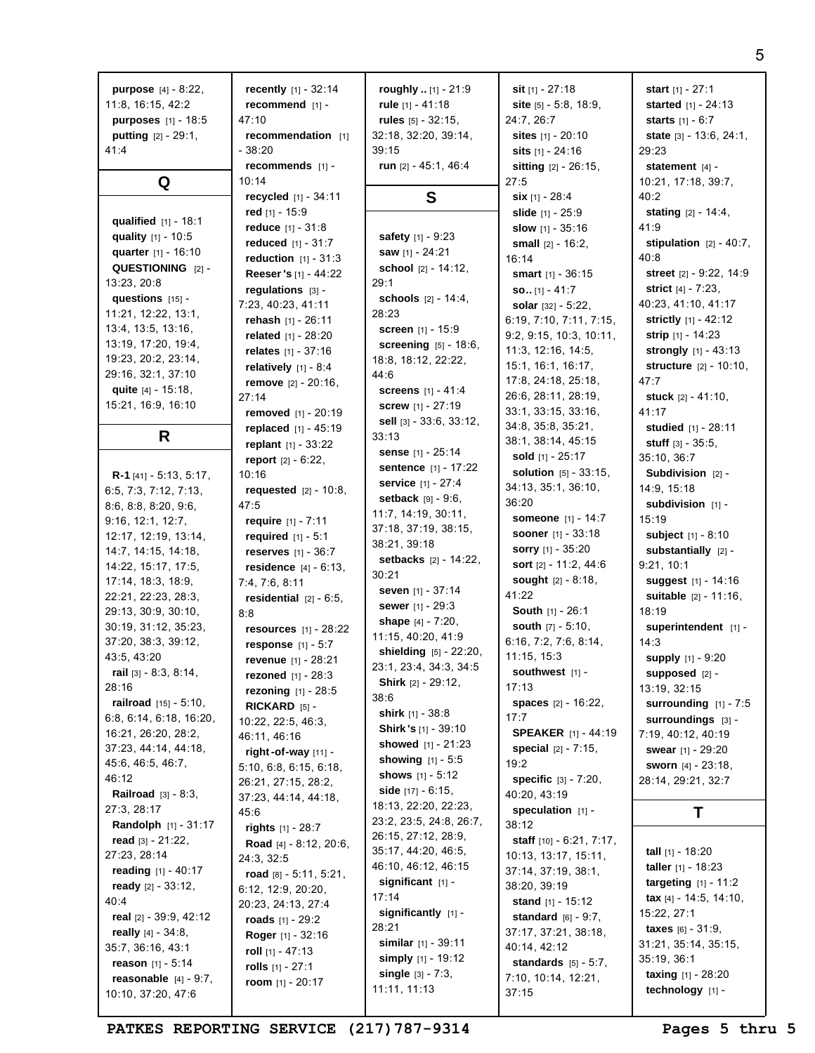**purpose** [4] - 8:22, 11:8, 16:15, 42:2
**purposes** [1] - 18:5
**putting** [2] - 29:1, 41:4

## Q

**qualified** [1] - 18:1
**quality** [1] - 10:5
**quarter** [1] - 16:10
**QUESTIONING** [2] - 13:23, 20:8
**questions** [15] - 11:21, 12:22, 13:1, 13:4, 13:5, 13:16, 13:19, 17:20, 19:4, 19:23, 20:2, 23:14, 29:16, 32:1, 37:10
**quite** [4] - 15:18, 15:21, 16:9, 16:10

## R

**R-1** [41] - 5:13, 5:17, 6:5, 7:3, 7:12, 7:13, 8:6, 8:8, 8:20, 9:6, 9:16, 12:1, 12:7, 12:17, 12:19, 13:14, 14:7, 14:15, 14:18, 14:22, 15:17, 17:5, 17:14, 18:3, 18:9, 22:21, 22:23, 28:3, 29:13, 30:9, 30:10, 30:19, 31:12, 35:23, 37:20, 38:3, 39:12, 43:5, 43:20
**rail** [3] - 8:3, 8:14, 28:16
**railroad** [15] - 5:10, 6:8, 6:14, 6:18, 16:20, 16:21, 26:20, 28:2, 37:23, 44:14, 44:18, 45:6, 46:5, 46:7, 46:12
**Railroad** [3] - 8:3, 27:3, 28:17
**Randolph** [1] - 31:17
**read** [3] - 21:22, 27:23, 28:14
**reading** [1] - 40:17
**ready** [2] - 33:12, 40:4
**real** [2] - 39:9, 42:12
**really** [4] - 34:8, 35:7, 36:16, 43:1
**reason** [1] - 5:14
**reasonable** [4] - 9:7, 10:10, 37:20, 47:6
**recently** [1] - 32:14
**recommend** [1] - 47:10
**recommendation** [1] - 38:20
**recommends** [1] - 10:14
**recycled** [1] - 34:11
**red** [1] - 15:9
**reduce** [1] - 31:8
**reduced** [1] - 31:7
**reduction** [1] - 31:3
**Reeser's** [1] - 44:22
**regulations** [3] - 7:23, 40:23, 41:11
**rehash** [1] - 26:11
**related** [1] - 28:20
**relates** [1] - 37:16
**relatively** [1] - 8:4
**remove** [2] - 20:16, 27:14
**removed** [1] - 20:19
**replaced** [1] - 45:19
**replant** [1] - 33:22
**report** [2] - 6:22, 10:16
**requested** [2] - 10:8, 47:5
**require** [1] - 7:11
**required** [1] - 5:1
**reserves** [1] - 36:7
**residence** [4] - 6:13, 7:4, 7:6, 8:11
**residential** [2] - 6:5, 8:8
**resources** [1] - 28:22
**response** [1] - 5:7
**revenue** [1] - 28:21
**rezoned** [1] - 28:3
**rezoning** [1] - 28:5
**RICKARD** [5] - 10:22, 22:5, 46:3, 46:11, 46:16
**right-of-way** [11] - 5:10, 6:8, 6:15, 6:18, 26:21, 27:15, 28:2, 37:23, 44:14, 44:18, 45:6
**rights** [1] - 28:7
**Road** [4] - 8:12, 20:6, 24:3, 32:5
**road** [8] - 5:11, 5:21, 6:12, 12:9, 20:20, 20:23, 24:13, 27:4
**roads** [1] - 29:2
**Roger** [1] - 32:16
**roll** [1] - 47:13
**rolls** [1] - 27:1
**room** [1] - 20:17
**roughly ..** [1] - 21:9
**rule** [1] - 41:18
**rules** [5] - 32:15, 32:18, 32:20, 39:14, 39:15
**run** [2] - 45:1, 46:4

## S

**safety** [1] - 9:23
**saw** [1] - 24:21
**school** [2] - 14:12, 29:1
**schools** [2] - 14:4, 28:23
**screen** [1] - 15:9
**screening** [5] - 18:6, 18:8, 18:12, 22:22, 44:6
**screens** [1] - 41:4
**screw** [1] - 27:19
**sell** [3] - 33:6, 33:12, 33:13
**sense** [1] - 25:14
**sentence** [1] - 17:22
**service** [1] - 27:4
**setback** [9] - 9:6, 11:7, 14:19, 30:11, 37:18, 37:19, 38:15, 38:21, 39:18
**setbacks** [2] - 14:22, 30:21
**seven** [1] - 37:14
**sewer** [1] - 29:3
**shape** [4] - 7:20, 11:15, 40:20, 41:9
**shielding** [5] - 22:20, 23:1, 23:4, 34:3, 34:5
**Shirk** [2] - 29:12, 38:6
**shirk** [1] - 38:8
**Shirk's** [1] - 39:10
**showed** [1] - 21:23
**showing** [1] - 5:5
**shows** [1] - 5:12
**side** [17] - 6:15, 18:13, 22:20, 22:23, 23:2, 23:5, 24:8, 26:7, 26:15, 27:12, 28:9, 35:17, 44:20, 46:5, 46:10, 46:12, 46:15
**significant** [1] - 17:14
**significantly** [1] - 28:21
**similar** [1] - 39:11
**simply** [1] - 19:12
**single** [3] - 7:3, 11:11, 11:13
**sit** [1] - 27:18
**site** [5] - 5:8, 18:9, 24:7, 26:7
**sites** [1] - 20:10
**sits** [1] - 24:16
**sitting** [2] - 26:15, 27:5
**six** [1] - 28:4
**slide** [1] - 25:9
**slow** [1] - 35:16
**small** [2] - 16:2, 16:14
**smart** [1] - 36:15
**so..** [1] - 41:7
**solar** [32] - 5:22, 6:19, 7:10, 7:11, 7:15, 9:2, 9:15, 10:3, 10:11, 11:3, 12:16, 14:5, 15:1, 16:1, 16:17, 17:8, 24:18, 25:18, 26:6, 28:11, 28:19, 33:1, 33:15, 33:16, 34:8, 35:8, 35:21, 38:1, 38:14, 45:15
**sold** [1] - 25:17
**solution** [5] - 33:15, 34:13, 35:1, 36:10, 36:20
**someone** [1] - 14:7
**sooner** [1] - 33:18
**sorry** [1] - 35:20
**sort** [2] - 11:2, 44:6
**sought** [2] - 8:18, 41:22
**South** [1] - 26:1
**south** [7] - 5:10, 6:16, 7:2, 7:6, 8:14, 11:15, 15:3
**southwest** [1] - 17:13
**spaces** [2] - 16:22, 17:7
**SPEAKER** [1] - 44:19
**special** [2] - 7:15, 19:2
**specific** [3] - 7:20, 40:20, 43:19
**speculation** [1] - 38:12
**staff** [10] - 6:21, 7:17, 10:13, 13:17, 15:11, 37:14, 37:19, 38:1, 38:20, 39:19
**stand** [1] - 15:12
**standard** [6] - 9:7, 37:17, 37:21, 38:18, 40:14, 42:12
**standards** [5] - 5:7, 7:10, 10:14, 12:21, 37:15
**start** [1] - 27:1
**started** [1] - 24:13
**starts** [1] - 6:7
**state** [3] - 13:6, 24:1, 29:23
**statement** [4] - 10:21, 17:18, 39:7, 40:2
**stating** [2] - 14:4, 41:9
**stipulation** [2] - 40:7, 40:8
**street** [2] - 9:22, 14:9
**strict** [4] - 7:23, 40:23, 41:10, 41:17
**strictly** [1] - 42:12
**strip** [1] - 14:23
**strongly** [1] - 43:13
**structure** [2] - 10:10, 47:7
**stuck** [2] - 41:10, 41:17
**studied** [1] - 28:11
**stuff** [3] - 35:5, 35:10, 36:7
**Subdivision** [2] - 14:9, 15:18
**subdivision** [1] - 15:19
**subject** [1] - 8:10
**substantially** [2] - 9:21, 10:1
**suggest** [1] - 14:16
**suitable** [2] - 11:16, 18:19
**superintendent** [1] - 14:3
**supply** [1] - 9:20
**supposed** [2] - 13:19, 32:15
**surrounding** [1] - 7:5
**surroundings** [3] - 7:19, 40:12, 40:19
**swear** [1] - 29:20
**sworn** [4] - 23:18, 28:14, 29:21, 32:7

## T

**tall** [1] - 18:20
**taller** [1] - 18:23
**targeting** [1] - 11:2
**tax** [4] - 14:5, 14:10, 15:22, 27:1
**taxes** [6] - 31:9, 31:21, 35:14, 35:15, 35:19, 36:1
**taxing** [1] - 28:20
**technology** [1] -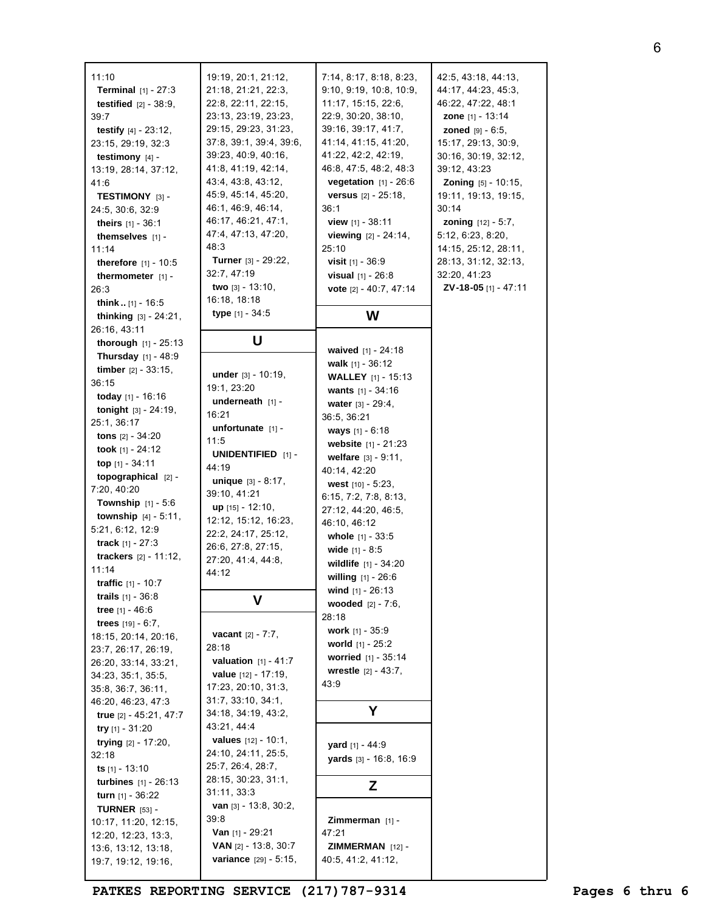11:10

**Terminal** [1] - 27:3

**testified** [2] - 38:9, 39:7

**testify** [4] - 23:12, 23:15, 29:19, 32:3

**testimony** [4] - 13:19, 28:14, 37:12, 41:6

**TESTIMONY** [3] - 24:5, 30:6, 32:9

**theirs** [1] - 36:1

**themselves** [1] - 11:14

**therefore** [1] - 10:5

**thermometer** [1] - 26:3

**think..** [1] - 16:5

**thinking** [3] - 24:21, 26:16, 43:11

**thorough** [1] - 25:13

**Thursday** [1] - 48:9

**timber** [2] - 33:15, 36:15

**today** [1] - 16:16

**tonight** [3] - 24:19, 25:1, 36:17

**tons** [2] - 34:20

**took** [1] - 24:12

**top** [1] - 34:11

**topographical** [2] - 7:20, 40:20

**Township** [1] - 5:6

**township** [4] - 5:11, 5:21, 6:12, 12:9

**track** [1] - 27:3

**trackers** [2] - 11:12, 11:14

**traffic** [1] - 10:7

**trails** [1] - 36:8

**tree** [1] - 46:6

**trees** [19] - 6:7, 18:15, 20:14, 20:16, 23:7, 26:17, 26:19, 26:20, 33:14, 33:21, 34:23, 35:1, 35:5, 35:8, 36:7, 36:11, 46:20, 46:23, 47:3

**true** [2] - 45:21, 47:7

**try** [1] - 31:20

**trying** [2] - 17:20, 32:18

**ts** [1] - 13:10

**turbines** [1] - 26:13

**turn** [1] - 36:22

**TURNER** [53] - 10:17, 11:20, 12:15, 12:20, 12:23, 13:3, 13:6, 13:12, 13:18, 19:7, 19:12, 19:16, 19:19, 20:1, 21:12, 21:18, 21:21, 22:3, 22:8, 22:11, 22:15, 23:13, 23:19, 23:23, 29:15, 29:23, 31:23, 37:8, 39:1, 39:4, 39:6, 39:23, 40:9, 40:16, 41:8, 41:19, 42:14, 43:4, 43:8, 43:12, 45:9, 45:14, 45:20, 46:1, 46:9, 46:14, 46:17, 46:21, 47:1, 47:4, 47:13, 47:20, 48:3

**Turner** [3] - 29:22, 32:7, 47:19

**two** [3] - 13:10, 16:18, 18:18

**type** [1] - 34:5

## U

**under** [3] - 10:19, 19:1, 23:20

**underneath** [1] - 16:21

**unfortunate** [1] - 11:5

**UNIDENTIFIED** [1] - 44:19

**unique** [3] - 8:17, 39:10, 41:21

**up** [15] - 12:10, 12:12, 15:12, 16:23, 22:2, 24:17, 25:12, 26:6, 27:8, 27:15, 27:20, 41:4, 44:8, 44:12

## V

**vacant** [2] - 7:7, 28:18

**valuation** [1] - 41:7

**value** [12] - 17:19, 17:23, 20:10, 31:3, 31:7, 33:10, 34:1, 34:18, 34:19, 43:2, 43:21, 44:4

**values** [12] - 10:1, 24:10, 24:11, 25:5, 25:7, 26:4, 28:7, 28:15, 30:23, 31:1, 31:11, 33:3

**van** [3] - 13:8, 30:2, 39:8

**Van** [1] - 29:21

**VAN** [2] - 13:8, 30:7

**variance** [29] - 5:15, 7:14, 8:17, 8:18, 8:23, 9:10, 9:19, 10:8, 10:9, 11:17, 15:15, 22:6, 22:9, 30:20, 38:10, 39:16, 39:17, 41:7, 41:14, 41:15, 41:20, 41:22, 42:2, 42:19, 46:8, 47:5, 48:2, 48:3

**vegetation** [1] - 26:6

**versus** [2] - 25:18, 36:1

**view** [1] - 38:11

**viewing** [2] - 24:14, 25:10

**visit** [1] - 36:9

**visual** [1] - 26:8

**vote** [2] - 40:7, 47:14

## W

**waived** [1] - 24:18

**walk** [1] - 36:12

**WALLEY** [1] - 15:13

**wants** [1] - 34:16

**water** [3] - 29:4, 36:5, 36:21

**ways** [1] - 6:18

**website** [1] - 21:23

**welfare** [3] - 9:11, 40:14, 42:20

**west** [10] - 5:23, 6:15, 7:2, 7:8, 8:13, 27:12, 44:20, 46:5, 46:10, 46:12

**whole** [1] - 33:5

**wide** [1] - 8:5

**wildlife** [1] - 34:20

**willing** [1] - 26:6

**wind** [1] - 26:13

**wooded** [2] - 7:6, 28:18

**work** [1] - 35:9

**world** [1] - 25:2

**worried** [1] - 35:14

**wrestle** [2] - 43:7, 43:9

## Y

**yard** [1] - 44:9

**yards** [3] - 16:8, 16:9

## Z

**Zimmerman** [1] - 47:21

**ZIMMERMAN** [12] - 40:5, 41:2, 41:12, 42:5, 43:18, 44:13, 44:17, 44:23, 45:3, 46:22, 47:22, 48:1

**zone** [1] - 13:14

**zoned** [9] - 6:5, 15:17, 29:13, 30:9, 30:16, 30:19, 32:12, 39:12, 43:23

**Zoning** [5] - 10:15, 19:11, 19:13, 19:15, 30:14

**zoning** [12] - 5:7, 5:12, 6:23, 8:20, 14:15, 25:12, 28:11, 28:13, 31:12, 32:13, 32:20, 41:23

**ZV-18-05** [1] - 47:11

PATKES REPORTING SERVICE (217)787-9314